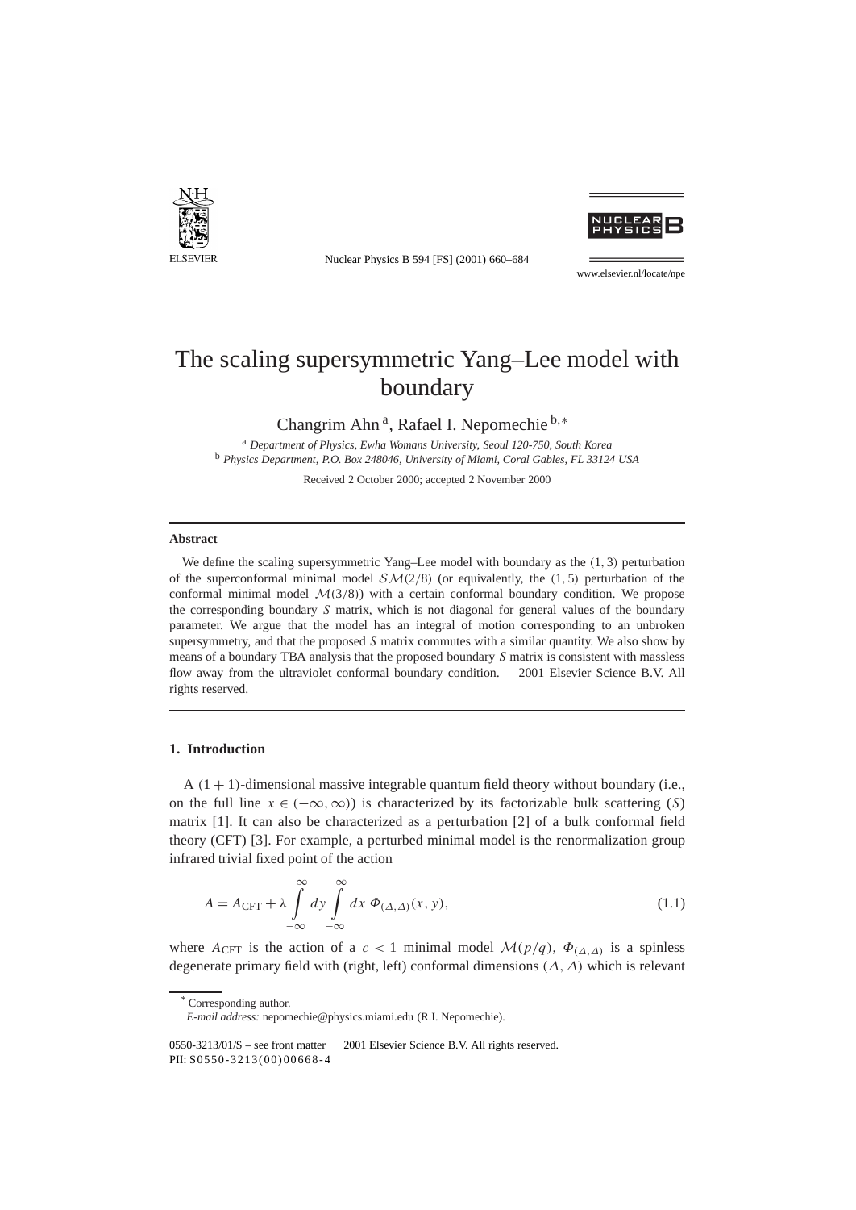# The scaling supersymmetric Yang–Lee model with boundary

Changrim Ahn [a], Rafael I. Nepomechie [b,*]

[a] *Department of Physics, Ewha Womans University, Seoul 120-750, South Korea*
[b] *Physics Department, P.O. Box 248046, University of Miami, Coral Gables, FL 33124 USA*

Received 2 October 2000; accepted 2 November 2000

## Abstract

We define the scaling supersymmetric Yang–Lee model with boundary as the $(1,3)$ perturbation of the superconformal minimal model $\mathcal{SM}(2/8)$ (or equivalently, the $(1,5)$ perturbation of the conformal minimal model $\mathcal{M}(3/8)$) with a certain conformal boundary condition. We propose the corresponding boundary $S$ matrix, which is not diagonal for general values of the boundary parameter. We argue that the model has an integral of motion corresponding to an unbroken supersymmetry, and that the proposed $S$ matrix commutes with a similar quantity. We also show by means of a boundary TBA analysis that the proposed boundary $S$ matrix is consistent with massless flow away from the ultraviolet conformal boundary condition. © 2001 Elsevier Science B.V. All rights reserved.

## 1. Introduction

A $(1+1)$-dimensional massive integrable quantum field theory without boundary (i.e., on the full line $x \in (-\infty, \infty)$) is characterized by its factorizable bulk scattering ($S$) matrix [1]. It can also be characterized as a perturbation [2] of a bulk conformal field theory (CFT) [3]. For example, a perturbed minimal model is the renormalization group infrared trivial fixed point of the action

$$A = A_{\mathrm{CFT}} + \lambda \int_{-\infty}^{\infty} dy \int_{-\infty}^{\infty} dx \; \Phi_{(\Delta,\Delta)}(x, y), \tag{1.1}$$

where $A_{\mathrm{CFT}}$ is the action of a $c < 1$ minimal model $\mathcal{M}(p/q)$, $\Phi_{(\Delta,\Delta)}$ is a spinless degenerate primary field with (right, left) conformal dimensions $(\Delta, \Delta)$ which is relevant

---

* Corresponding author.
*E-mail address:* nepomechie@physics.miami.edu (R.I. Nepomechie).

0550-3213/01/$ – see front matter © 2001 Elsevier Science B.V. All rights reserved.
PII: S0550-3213(00)00668-4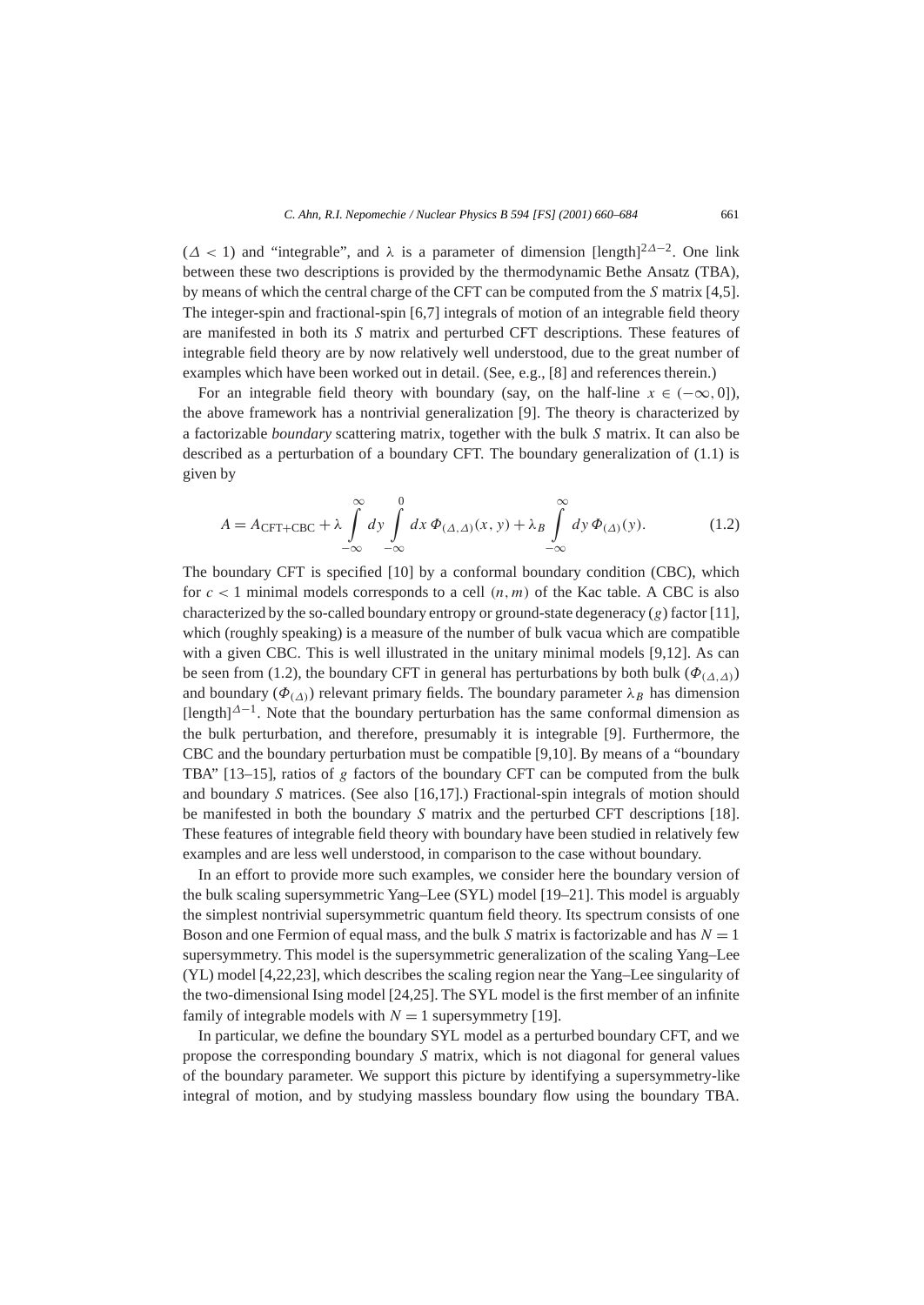($\Delta < 1$) and "integrable", and $\lambda$ is a parameter of dimension [length]$^{2\Delta-2}$. One link between these two descriptions is provided by the thermodynamic Bethe Ansatz (TBA), by means of which the central charge of the CFT can be computed from the $S$ matrix [4,5]. The integer-spin and fractional-spin [6,7] integrals of motion of an integrable field theory are manifested in both its $S$ matrix and perturbed CFT descriptions. These features of integrable field theory are by now relatively well understood, due to the great number of examples which have been worked out in detail. (See, e.g., [8] and references therein.)

For an integrable field theory with boundary (say, on the half-line $x \in (-\infty, 0]$), the above framework has a nontrivial generalization [9]. The theory is characterized by a factorizable *boundary* scattering matrix, together with the bulk $S$ matrix. It can also be described as a perturbation of a boundary CFT. The boundary generalization of (1.1) is given by

$$A = A_{\text{CFT+CBC}} + \lambda \int_{-\infty}^{\infty} dy \int_{-\infty}^{0} dx\, \Phi_{(\Delta,\Delta)}(x, y) + \lambda_B \int_{-\infty}^{\infty} dy\, \Phi_{(\Delta)}(y). \tag{1.2}$$

The boundary CFT is specified [10] by a conformal boundary condition (CBC), which for $c < 1$ minimal models corresponds to a cell $(n, m)$ of the Kac table. A CBC is also characterized by the so-called boundary entropy or ground-state degeneracy ($g$) factor [11], which (roughly speaking) is a measure of the number of bulk vacua which are compatible with a given CBC. This is well illustrated in the unitary minimal models [9,12]. As can be seen from (1.2), the boundary CFT in general has perturbations by both bulk ($\Phi_{(\Delta,\Delta)}$) and boundary ($\Phi_{(\Delta)}$) relevant primary fields. The boundary parameter $\lambda_B$ has dimension [length]$^{\Delta-1}$. Note that the boundary perturbation has the same conformal dimension as the bulk perturbation, and therefore, presumably it is integrable [9]. Furthermore, the CBC and the boundary perturbation must be compatible [9,10]. By means of a "boundary TBA" [13–15], ratios of $g$ factors of the boundary CFT can be computed from the bulk and boundary $S$ matrices. (See also [16,17].) Fractional-spin integrals of motion should be manifested in both the boundary $S$ matrix and the perturbed CFT descriptions [18]. These features of integrable field theory with boundary have been studied in relatively few examples and are less well understood, in comparison to the case without boundary.

In an effort to provide more such examples, we consider here the boundary version of the bulk scaling supersymmetric Yang–Lee (SYL) model [19–21]. This model is arguably the simplest nontrivial supersymmetric quantum field theory. Its spectrum consists of one Boson and one Fermion of equal mass, and the bulk $S$ matrix is factorizable and has $N = 1$ supersymmetry. This model is the supersymmetric generalization of the scaling Yang–Lee (YL) model [4,22,23], which describes the scaling region near the Yang–Lee singularity of the two-dimensional Ising model [24,25]. The SYL model is the first member of an infinite family of integrable models with $N = 1$ supersymmetry [19].

In particular, we define the boundary SYL model as a perturbed boundary CFT, and we propose the corresponding boundary $S$ matrix, which is not diagonal for general values of the boundary parameter. We support this picture by identifying a supersymmetry-like integral of motion, and by studying massless boundary flow using the boundary TBA.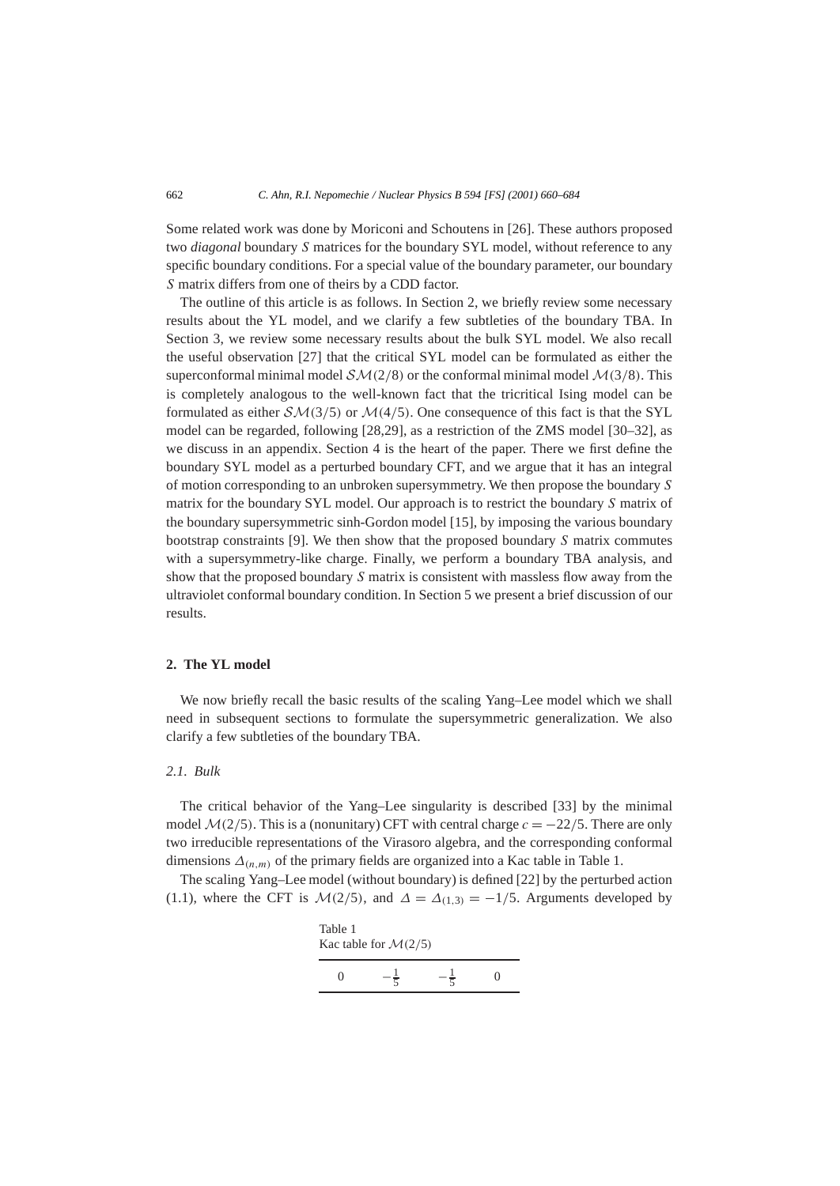Some related work was done by Moriconi and Schoutens in [26]. These authors proposed two *diagonal* boundary $S$ matrices for the boundary SYL model, without reference to any specific boundary conditions. For a special value of the boundary parameter, our boundary $S$ matrix differs from one of theirs by a CDD factor.

The outline of this article is as follows. In Section 2, we briefly review some necessary results about the YL model, and we clarify a few subtleties of the boundary TBA. In Section 3, we review some necessary results about the bulk SYL model. We also recall the useful observation [27] that the critical SYL model can be formulated as either the superconformal minimal model $\mathcal{SM}(2/8)$ or the conformal minimal model $\mathcal{M}(3/8)$. This is completely analogous to the well-known fact that the tricritical Ising model can be formulated as either $\mathcal{SM}(3/5)$ or $\mathcal{M}(4/5)$. One consequence of this fact is that the SYL model can be regarded, following [28,29], as a restriction of the ZMS model [30–32], as we discuss in an appendix. Section 4 is the heart of the paper. There we first define the boundary SYL model as a perturbed boundary CFT, and we argue that it has an integral of motion corresponding to an unbroken supersymmetry. We then propose the boundary $S$ matrix for the boundary SYL model. Our approach is to restrict the boundary $S$ matrix of the boundary supersymmetric sinh-Gordon model [15], by imposing the various boundary bootstrap constraints [9]. We then show that the proposed boundary $S$ matrix commutes with a supersymmetry-like charge. Finally, we perform a boundary TBA analysis, and show that the proposed boundary $S$ matrix is consistent with massless flow away from the ultraviolet conformal boundary condition. In Section 5 we present a brief discussion of our results.

## 2. The YL model

We now briefly recall the basic results of the scaling Yang–Lee model which we shall need in subsequent sections to formulate the supersymmetric generalization. We also clarify a few subtleties of the boundary TBA.

### *2.1. Bulk*

The critical behavior of the Yang–Lee singularity is described [33] by the minimal model $\mathcal{M}(2/5)$. This is a (nonunitary) CFT with central charge $c = -22/5$. There are only two irreducible representations of the Virasoro algebra, and the corresponding conformal dimensions $\Delta_{(n,m)}$ of the primary fields are organized into a Kac table in Table 1.

The scaling Yang–Lee model (without boundary) is defined [22] by the perturbed action (1.1), where the CFT is $\mathcal{M}(2/5)$, and $\Delta = \Delta_{(1,3)} = -1/5$. Arguments developed by

Table 1
Kac table for $\mathcal{M}(2/5)$

| | | | |
|---|---|---|---|
| 0 | $-\frac{1}{5}$ | $-\frac{1}{5}$ | 0 |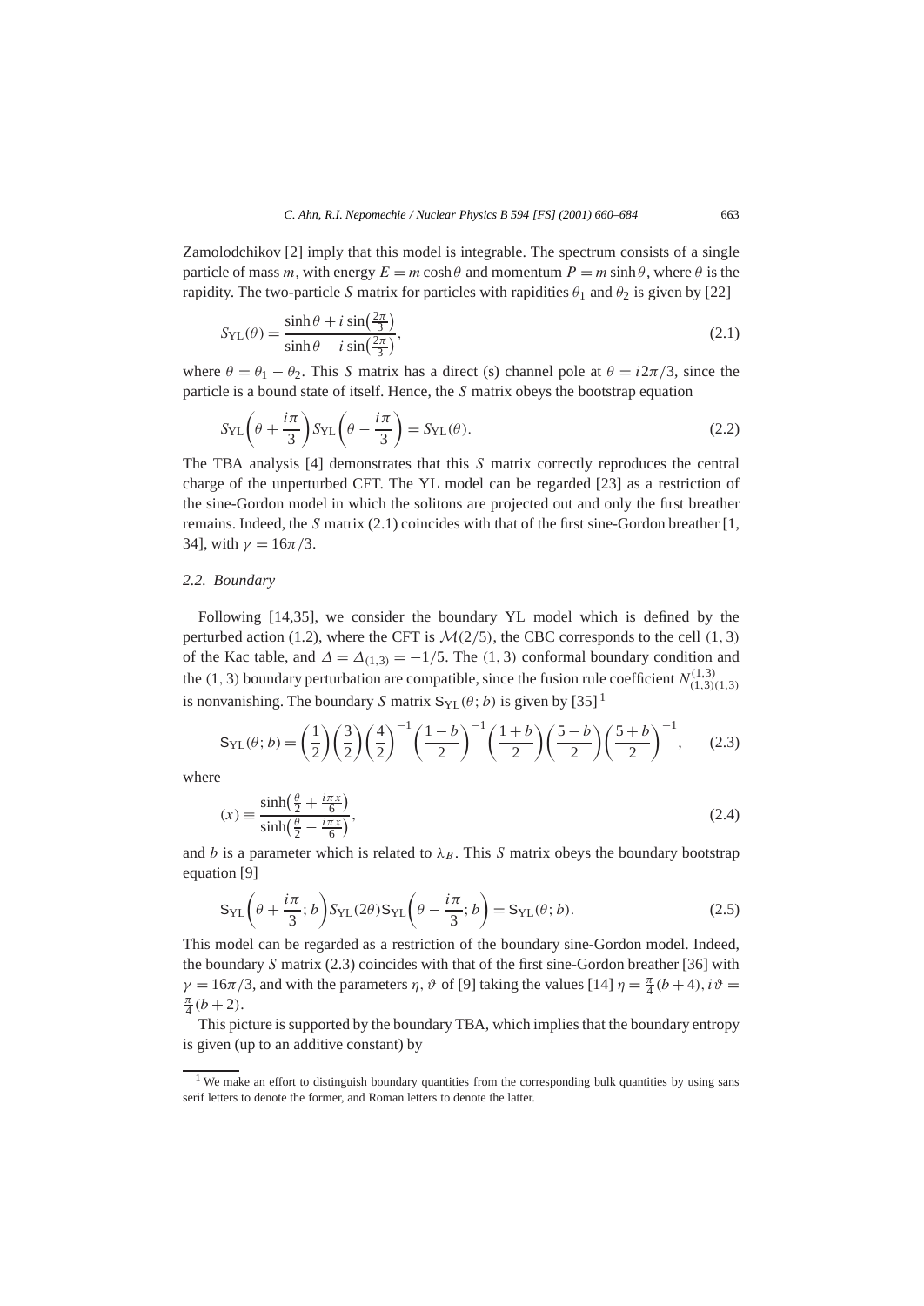Zamolodchikov [2] imply that this model is integrable. The spectrum consists of a single particle of mass $m$, with energy $E = m\cosh\theta$ and momentum $P = m\sinh\theta$, where $\theta$ is the rapidity. The two-particle $S$ matrix for particles with rapidities $\theta_1$ and $\theta_2$ is given by [22]

$$S_{\mathrm{YL}}(\theta) = \frac{\sinh\theta + i\sin\left(\frac{2\pi}{3}\right)}{\sinh\theta - i\sin\left(\frac{2\pi}{3}\right)}, \tag{2.1}$$

where $\theta = \theta_1 - \theta_2$. This $S$ matrix has a direct (s) channel pole at $\theta = i2\pi/3$, since the particle is a bound state of itself. Hence, the $S$ matrix obeys the bootstrap equation

$$S_{\mathrm{YL}}\left(\theta + \frac{i\pi}{3}\right) S_{\mathrm{YL}}\left(\theta - \frac{i\pi}{3}\right) = S_{\mathrm{YL}}(\theta). \tag{2.2}$$

The TBA analysis [4] demonstrates that this $S$ matrix correctly reproduces the central charge of the unperturbed CFT. The YL model can be regarded [23] as a restriction of the sine-Gordon model in which the solitons are projected out and only the first breather remains. Indeed, the $S$ matrix (2.1) coincides with that of the first sine-Gordon breather [1, 34], with $\gamma = 16\pi/3$.

### 2.2. Boundary

Following [14,35], we consider the boundary YL model which is defined by the perturbed action (1.2), where the CFT is $\mathcal{M}(2/5)$, the CBC corresponds to the cell $(1,3)$ of the Kac table, and $\Delta = \Delta_{(1,3)} = -1/5$. The $(1,3)$ conformal boundary condition and the $(1,3)$ boundary perturbation are compatible, since the fusion rule coefficient $N_{(1,3)(1,3)}^{(1,3)}$ is nonvanishing. The boundary $S$ matrix $\mathsf{S}_{\mathrm{YL}}(\theta; b)$ is given by [35] [1]

$$\mathsf{S}_{\mathrm{YL}}(\theta; b) = \left(\frac{1}{2}\right)\left(\frac{3}{2}\right)\left(\frac{4}{2}\right)^{-1}\left(\frac{1-b}{2}\right)^{-1}\left(\frac{1+b}{2}\right)\left(\frac{5-b}{2}\right)\left(\frac{5+b}{2}\right)^{-1}, \tag{2.3}$$

where

$$(x) \equiv \frac{\sinh\left(\frac{\theta}{2} + \frac{i\pi x}{6}\right)}{\sinh\left(\frac{\theta}{2} - \frac{i\pi x}{6}\right)}, \tag{2.4}$$

and $b$ is a parameter which is related to $\lambda_B$. This $S$ matrix obeys the boundary bootstrap equation [9]

$$\mathsf{S}_{\mathrm{YL}}\left(\theta + \frac{i\pi}{3}; b\right) S_{\mathrm{YL}}(2\theta) \mathsf{S}_{\mathrm{YL}}\left(\theta - \frac{i\pi}{3}; b\right) = \mathsf{S}_{\mathrm{YL}}(\theta; b). \tag{2.5}$$

This model can be regarded as a restriction of the boundary sine-Gordon model. Indeed, the boundary $S$ matrix (2.3) coincides with that of the first sine-Gordon breather [36] with $\gamma = 16\pi/3$, and with the parameters $\eta, \vartheta$ of [9] taking the values [14] $\eta = \frac{\pi}{4}(b+4), i\vartheta = \frac{\pi}{4}(b+2)$.

This picture is supported by the boundary TBA, which implies that the boundary entropy is given (up to an additive constant) by

---

[1] We make an effort to distinguish boundary quantities from the corresponding bulk quantities by using sans serif letters to denote the former, and Roman letters to denote the latter.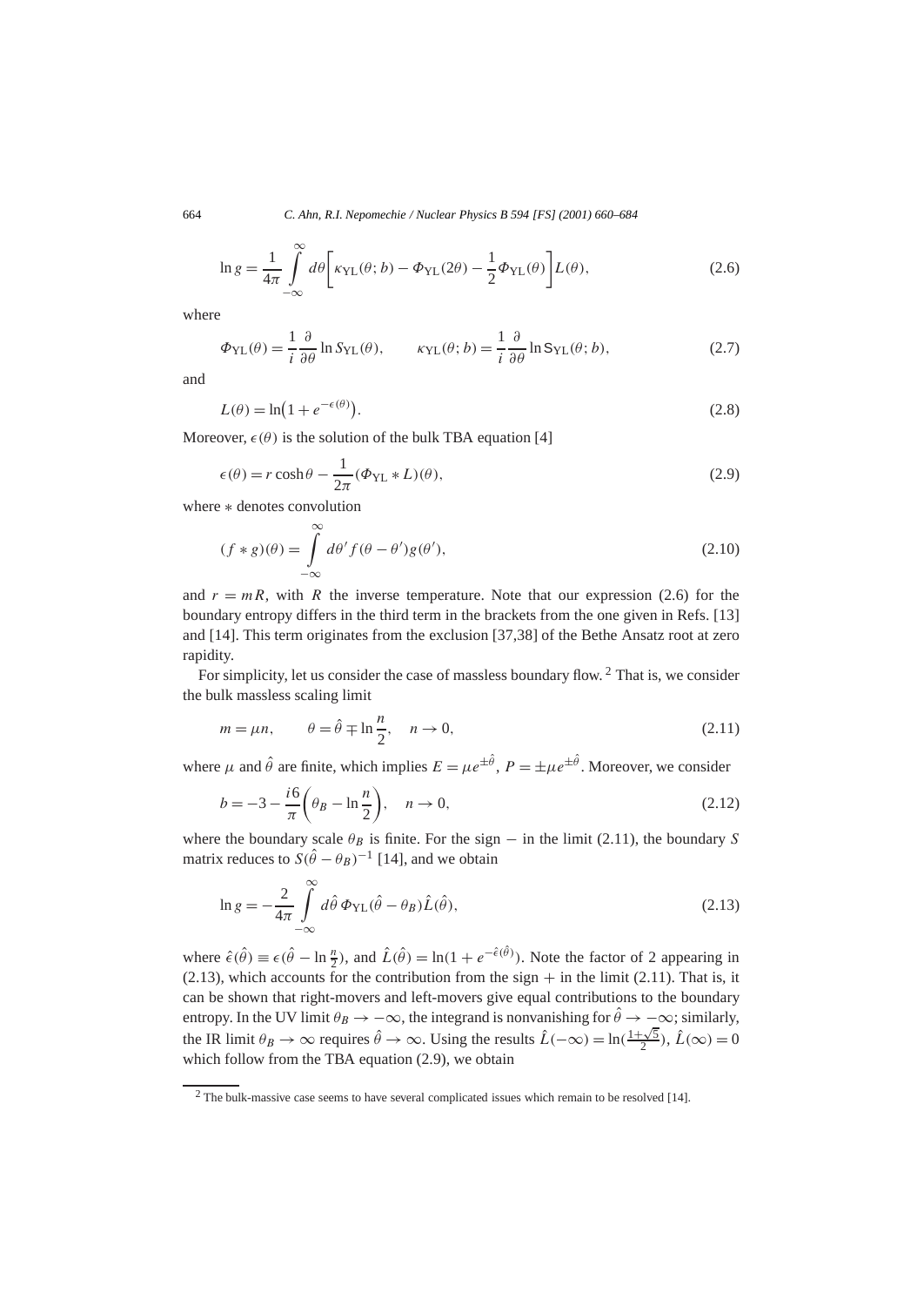$$\ln g = \frac{1}{4\pi} \int_{-\infty}^{\infty} d\theta \left[ \kappa_{\rm YL}(\theta; b) - \Phi_{\rm YL}(2\theta) - \frac{1}{2}\Phi_{\rm YL}(\theta) \right] L(\theta), \tag{2.6}$$

where

$$\Phi_{\rm YL}(\theta) = \frac{1}{i}\frac{\partial}{\partial\theta} \ln S_{\rm YL}(\theta), \qquad \kappa_{\rm YL}(\theta; b) = \frac{1}{i}\frac{\partial}{\partial\theta} \ln \mathsf{S}_{\rm YL}(\theta; b), \tag{2.7}$$

and

$$L(\theta) = \ln\bigl(1 + e^{-\epsilon(\theta)}\bigr). \tag{2.8}$$

Moreover, $\epsilon(\theta)$ is the solution of the bulk TBA equation [4]

$$\epsilon(\theta) = r\cosh\theta - \frac{1}{2\pi}(\Phi_{\rm YL} * L)(\theta), \tag{2.9}$$

where $*$ denotes convolution

$$(f * g)(\theta) = \int_{-\infty}^{\infty} d\theta' f(\theta - \theta') g(\theta'), \tag{2.10}$$

and $r = mR$, with $R$ the inverse temperature. Note that our expression (2.6) for the boundary entropy differs in the third term in the brackets from the one given in Refs. [13] and [14]. This term originates from the exclusion [37,38] of the Bethe Ansatz root at zero rapidity.

For simplicity, let us consider the case of massless boundary flow. [2] That is, we consider the bulk massless scaling limit

$$m = \mu n, \qquad \theta = \hat{\theta} \mp \ln\frac{n}{2}, \quad n \to 0, \tag{2.11}$$

where $\mu$ and $\hat{\theta}$ are finite, which implies $E = \mu e^{\pm\hat{\theta}}$, $P = \pm\mu e^{\pm\hat{\theta}}$. Moreover, we consider

$$b = -3 - \frac{i6}{\pi}\left(\theta_B - \ln\frac{n}{2}\right), \quad n \to 0, \tag{2.12}$$

where the boundary scale $\theta_B$ is finite. For the sign $-$ in the limit (2.11), the boundary $S$ matrix reduces to $S(\hat{\theta} - \theta_B)^{-1}$ [14], and we obtain

$$\ln g = -\frac{2}{4\pi} \int_{-\infty}^{\infty} d\hat{\theta}\, \Phi_{\rm YL}(\hat{\theta} - \theta_B) \hat{L}(\hat{\theta}), \tag{2.13}$$

where $\hat{\epsilon}(\hat{\theta}) \equiv \epsilon(\hat{\theta} - \ln\frac{n}{2})$, and $\hat{L}(\hat{\theta}) = \ln(1 + e^{-\hat{\epsilon}(\hat{\theta})})$. Note the factor of 2 appearing in (2.13), which accounts for the contribution from the sign $+$ in the limit (2.11). That is, it can be shown that right-movers and left-movers give equal contributions to the boundary entropy. In the UV limit $\theta_B \to -\infty$, the integrand is nonvanishing for $\hat{\theta} \to -\infty$; similarly, the IR limit $\theta_B \to \infty$ requires $\hat{\theta} \to \infty$. Using the results $\hat{L}(-\infty) = \ln(\frac{1+\sqrt{5}}{2})$, $\hat{L}(\infty) = 0$ which follow from the TBA equation (2.9), we obtain

[2] The bulk-massive case seems to have several complicated issues which remain to be resolved [14].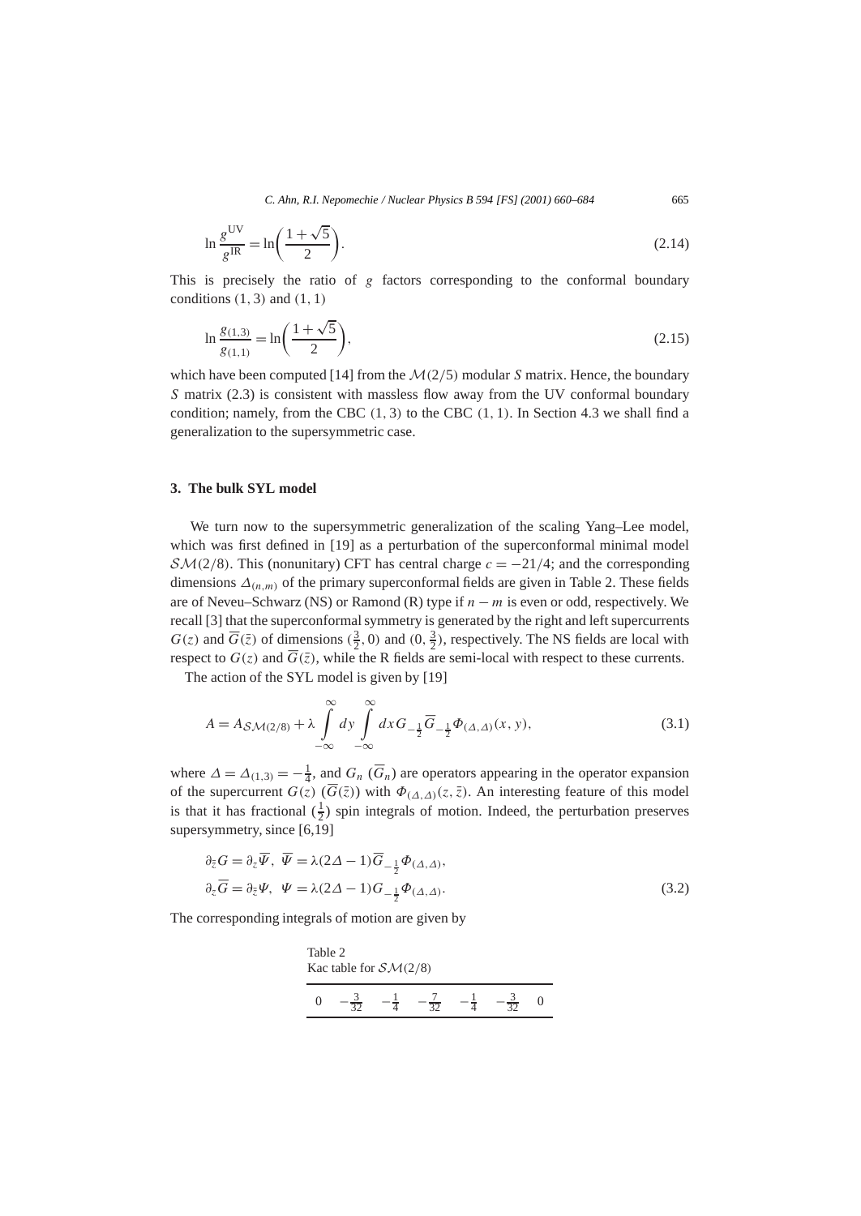$$\ln \frac{g^{\mathrm{UV}}}{g^{\mathrm{IR}}} = \ln\left(\frac{1+\sqrt{5}}{2}\right). \tag{2.14}$$

This is precisely the ratio of $g$ factors corresponding to the conformal boundary conditions $(1,3)$ and $(1,1)$

$$\ln \frac{g_{(1,3)}}{g_{(1,1)}} = \ln\left(\frac{1+\sqrt{5}}{2}\right), \tag{2.15}$$

which have been computed [14] from the $\mathcal{M}(2/5)$ modular $S$ matrix. Hence, the boundary $S$ matrix (2.3) is consistent with massless flow away from the UV conformal boundary condition; namely, from the CBC $(1,3)$ to the CBC $(1,1)$. In Section 4.3 we shall find a generalization to the supersymmetric case.

## 3. The bulk SYL model

We turn now to the supersymmetric generalization of the scaling Yang–Lee model, which was first defined in [19] as a perturbation of the superconformal minimal model $\mathcal{SM}(2/8)$. This (nonunitary) CFT has central charge $c = -21/4$; and the corresponding dimensions $\Delta_{(n,m)}$ of the primary superconformal fields are given in Table 2. These fields are of Neveu–Schwarz (NS) or Ramond (R) type if $n-m$ is even or odd, respectively. We recall [3] that the superconformal symmetry is generated by the right and left supercurrents $G(z)$ and $\overline{G}(\bar{z})$ of dimensions $(\frac{3}{2},0)$ and $(0,\frac{3}{2})$, respectively. The NS fields are local with respect to $G(z)$ and $\overline{G}(\bar{z})$, while the R fields are semi-local with respect to these currents.

The action of the SYL model is given by [19]

$$A = A_{\mathcal{SM}(2/8)} + \lambda \int_{-\infty}^{\infty} dy \int_{-\infty}^{\infty} dx\, G_{-\frac{1}{2}} \overline{G}_{-\frac{1}{2}} \Phi_{(\Delta,\Delta)}(x,y), \tag{3.1}$$

where $\Delta = \Delta_{(1,3)} = -\frac{1}{4}$, and $G_n$ ($\overline{G}_n$) are operators appearing in the operator expansion of the supercurrent $G(z)$ ($\overline{G}(\bar{z})$) with $\Phi_{(\Delta,\Delta)}(z,\bar{z})$. An interesting feature of this model is that it has fractional ($\frac{1}{2}$) spin integrals of motion. Indeed, the perturbation preserves supersymmetry, since [6,19]

$$\begin{aligned}
&\partial_{\bar{z}} G = \partial_z \overline{\Psi},\ \ \overline{\Psi} = \lambda(2\Delta - 1)\overline{G}_{-\frac{1}{2}} \Phi_{(\Delta,\Delta)}, \\
&\partial_z \overline{G} = \partial_{\bar{z}} \Psi,\ \ \Psi = \lambda(2\Delta - 1) G_{-\frac{1}{2}} \Phi_{(\Delta,\Delta)}.
\end{aligned} \tag{3.2}$$

The corresponding integrals of motion are given by

Table 2
Kac table for $\mathcal{SM}(2/8)$

| | | | | | | |
|---|---|---|---|---|---|---|
| $0$ | $-\frac{3}{32}$ | $-\frac{1}{4}$ | $-\frac{7}{32}$ | $-\frac{1}{4}$ | $-\frac{3}{32}$ | $0$ |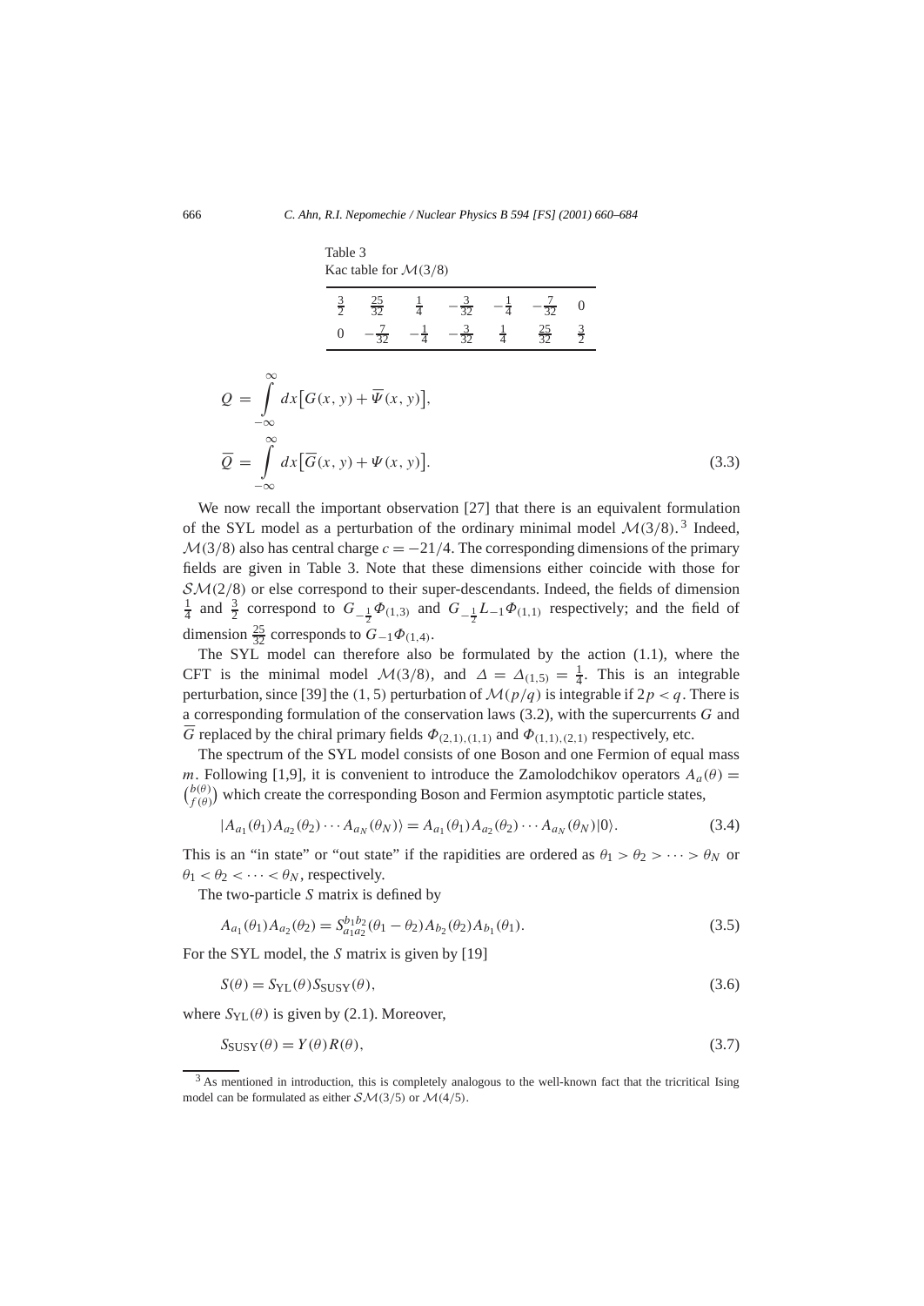Table 3
Kac table for $\mathcal{M}(3/8)$

| | | | | | | |
|---|---|---|---|---|---|---|
| $\frac{3}{2}$ | $\frac{25}{32}$ | $\frac{1}{4}$ | $-\frac{3}{32}$ | $-\frac{1}{4}$ | $-\frac{7}{32}$ | 0 |
| 0 | $-\frac{7}{32}$ | $-\frac{1}{4}$ | $-\frac{3}{32}$ | $\frac{1}{4}$ | $\frac{25}{32}$ | $\frac{3}{2}$ |

$$
\begin{aligned}
Q &= \int_{-\infty}^{\infty} dx \big[ G(x, y) + \overline{\Psi}(x, y) \big], \\
\overline{Q} &= \int_{-\infty}^{\infty} dx \big[ \overline{G}(x, y) + \Psi(x, y) \big].
\end{aligned} \tag{3.3}
$$

We now recall the important observation [27] that there is an equivalent formulation of the SYL model as a perturbation of the ordinary minimal model $\mathcal{M}(3/8)$.[3] Indeed, $\mathcal{M}(3/8)$ also has central charge $c = -21/4$. The corresponding dimensions of the primary fields are given in Table 3. Note that these dimensions either coincide with those for $\mathcal{SM}(2/8)$ or else correspond to their super-descendants. Indeed, the fields of dimension $\frac{1}{4}$ and $\frac{3}{2}$ correspond to $G_{-\frac{1}{2}}\Phi_{(1,3)}$ and $G_{-\frac{1}{2}}L_{-1}\Phi_{(1,1)}$ respectively; and the field of dimension $\frac{25}{32}$ corresponds to $G_{-1}\Phi_{(1,4)}$.

The SYL model can therefore also be formulated by the action (1.1), where the CFT is the minimal model $\mathcal{M}(3/8)$, and $\Delta = \Delta_{(1,5)} = \frac{1}{4}$. This is an integrable perturbation, since [39] the $(1,5)$ perturbation of $\mathcal{M}(p/q)$ is integrable if $2p < q$. There is a corresponding formulation of the conservation laws (3.2), with the supercurrents $G$ and $\overline{G}$ replaced by the chiral primary fields $\Phi_{(2,1),(1,1)}$ and $\Phi_{(1,1),(2,1)}$ respectively, etc.

The spectrum of the SYL model consists of one Boson and one Fermion of equal mass $m$. Following [1,9], it is convenient to introduce the Zamolodchikov operators $A_a(\theta) = \binom{b(\theta)}{f(\theta)}$ which create the corresponding Boson and Fermion asymptotic particle states,

$$
|A_{a_1}(\theta_1)A_{a_2}(\theta_2)\cdots A_{a_N}(\theta_N)\rangle = A_{a_1}(\theta_1)A_{a_2}(\theta_2)\cdots A_{a_N}(\theta_N)|0\rangle. \tag{3.4}
$$

This is an "in state" or "out state" if the rapidities are ordered as $\theta_1 > \theta_2 > \cdots > \theta_N$ or $\theta_1 < \theta_2 < \cdots < \theta_N$, respectively.

The two-particle $S$ matrix is defined by

$$
A_{a_1}(\theta_1)A_{a_2}(\theta_2) = S_{a_1 a_2}^{b_1 b_2}(\theta_1 - \theta_2)A_{b_2}(\theta_2)A_{b_1}(\theta_1). \tag{3.5}
$$

For the SYL model, the $S$ matrix is given by [19]

$$
S(\theta) = S_{\mathrm{YL}}(\theta)S_{\mathrm{SUSY}}(\theta), \tag{3.6}
$$

where $S_{\mathrm{YL}}(\theta)$ is given by (2.1). Moreover,

$$
S_{\mathrm{SUSY}}(\theta) = Y(\theta)R(\theta), \tag{3.7}
$$

[3] As mentioned in introduction, this is completely analogous to the well-known fact that the tricritical Ising model can be formulated as either $\mathcal{SM}(3/5)$ or $\mathcal{M}(4/5)$.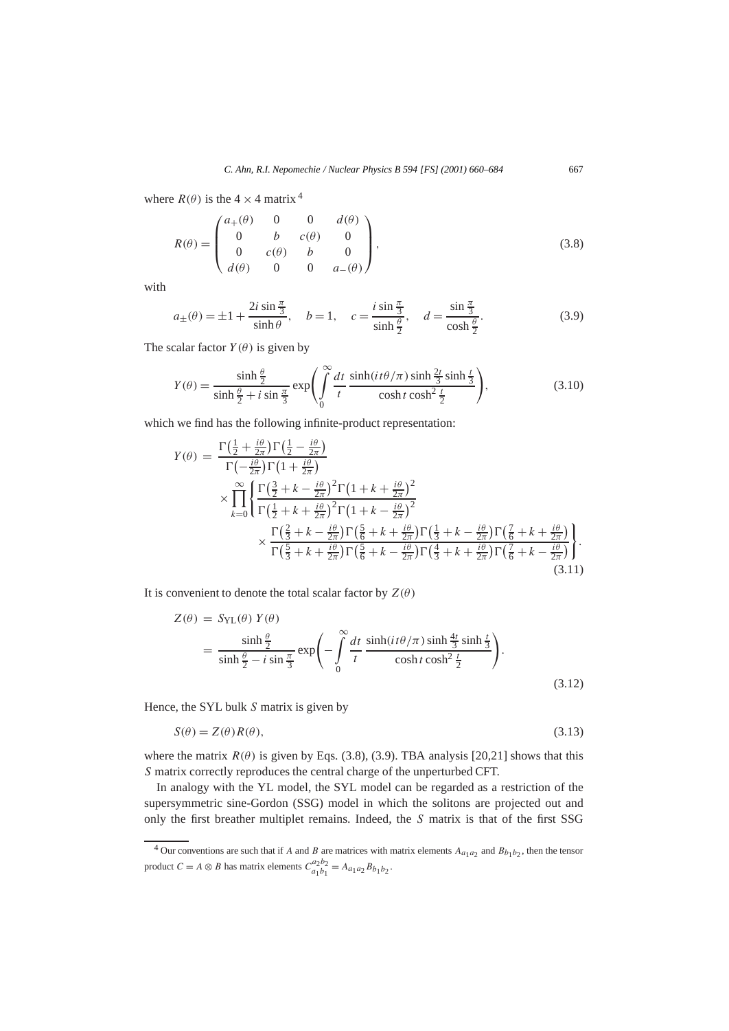where $R(\theta)$ is the $4 \times 4$ matrix [4]

$$R(\theta) = \begin{pmatrix} a_+(\theta) & 0 & 0 & d(\theta) \\ 0 & b & c(\theta) & 0 \\ 0 & c(\theta) & b & 0 \\ d(\theta) & 0 & 0 & a_-(\theta) \end{pmatrix}, \tag{3.8}$$

with

$$a_\pm(\theta) = \pm 1 + \frac{2i \sin\frac{\pi}{3}}{\sinh\theta}, \quad b = 1, \quad c = \frac{i \sin\frac{\pi}{3}}{\sinh\frac{\theta}{2}}, \quad d = \frac{\sin\frac{\pi}{3}}{\cosh\frac{\theta}{2}}. \tag{3.9}$$

The scalar factor $Y(\theta)$ is given by

$$Y(\theta) = \frac{\sinh\frac{\theta}{2}}{\sinh\frac{\theta}{2} + i\sin\frac{\pi}{3}} \exp\left( \int_0^\infty \frac{dt}{t} \frac{\sinh(it\theta/\pi)\sinh\frac{2t}{3}\sinh\frac{t}{3}}{\cosh t \cosh^2\frac{t}{2}} \right), \tag{3.10}$$

which we find has the following infinite-product representation:

$$\begin{aligned} Y(\theta) = {} & \frac{\Gamma\left(\frac{1}{2} + \frac{i\theta}{2\pi}\right)\Gamma\left(\frac{1}{2} - \frac{i\theta}{2\pi}\right)}{\Gamma\left(-\frac{i\theta}{2\pi}\right)\Gamma\left(1 + \frac{i\theta}{2\pi}\right)} \\ & \times \prod_{k=0}^\infty \left\{ \frac{\Gamma\left(\frac{3}{2} + k - \frac{i\theta}{2\pi}\right)^2 \Gamma\left(1 + k + \frac{i\theta}{2\pi}\right)^2}{\Gamma\left(\frac{1}{2} + k + \frac{i\theta}{2\pi}\right)^2 \Gamma\left(1 + k - \frac{i\theta}{2\pi}\right)^2} \right. \\ & \quad \left. \times \frac{\Gamma\left(\frac{2}{3} + k - \frac{i\theta}{2\pi}\right)\Gamma\left(\frac{5}{6} + k + \frac{i\theta}{2\pi}\right)\Gamma\left(\frac{1}{3} + k - \frac{i\theta}{2\pi}\right)\Gamma\left(\frac{7}{6} + k + \frac{i\theta}{2\pi}\right)}{\Gamma\left(\frac{5}{3} + k + \frac{i\theta}{2\pi}\right)\Gamma\left(\frac{5}{6} + k - \frac{i\theta}{2\pi}\right)\Gamma\left(\frac{4}{3} + k + \frac{i\theta}{2\pi}\right)\Gamma\left(\frac{7}{6} + k - \frac{i\theta}{2\pi}\right)} \right\}. \end{aligned} \tag{3.11}$$

It is convenient to denote the total scalar factor by $Z(\theta)$

$$\begin{aligned} Z(\theta) &= S_{\mathrm{YL}}(\theta)\, Y(\theta) \\ &= \frac{\sinh\frac{\theta}{2}}{\sinh\frac{\theta}{2} - i\sin\frac{\pi}{3}} \exp\left( -\int_0^\infty \frac{dt}{t} \frac{\sinh(it\theta/\pi)\sinh\frac{4t}{3}\sinh\frac{t}{3}}{\cosh t\cosh^2\frac{t}{2}} \right). \end{aligned} \tag{3.12}$$

Hence, the SYL bulk $S$ matrix is given by

$$S(\theta) = Z(\theta) R(\theta), \tag{3.13}$$

where the matrix $R(\theta)$ is given by Eqs. (3.8), (3.9). TBA analysis [20,21] shows that this $S$ matrix correctly reproduces the central charge of the unperturbed CFT.

In analogy with the YL model, the SYL model can be regarded as a restriction of the supersymmetric sine-Gordon (SSG) model in which the solitons are projected out and only the first breather multiplet remains. Indeed, the $S$ matrix is that of the first SSG

[4] Our conventions are such that if $A$ and $B$ are matrices with matrix elements $A_{a_1 a_2}$ and $B_{b_1 b_2}$, then the tensor product $C = A \otimes B$ has matrix elements $C_{a_1 b_1}^{a_2 b_2} = A_{a_1 a_2} B_{b_1 b_2}$.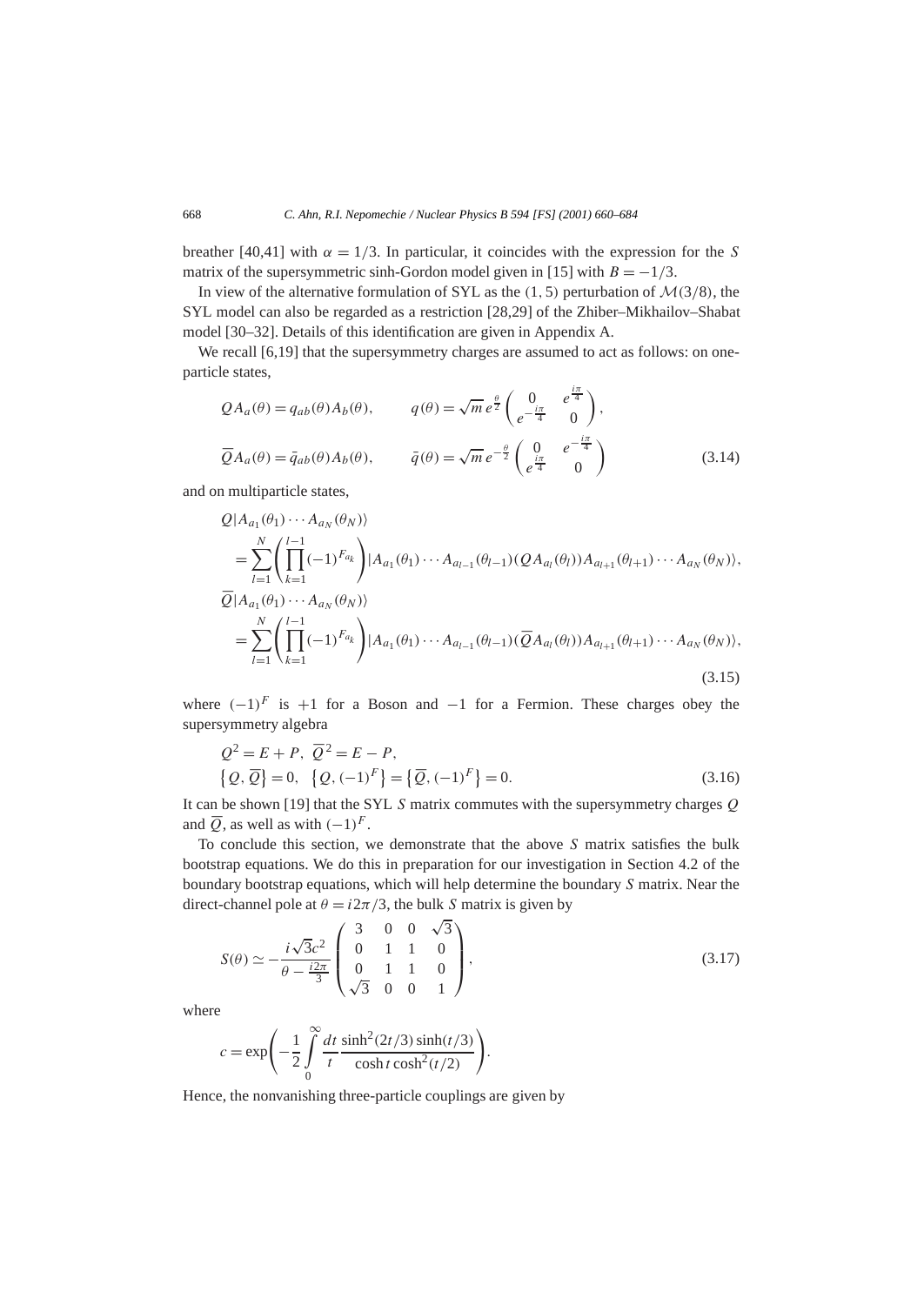breather [40,41] with $\alpha = 1/3$. In particular, it coincides with the expression for the $S$ matrix of the supersymmetric sinh-Gordon model given in [15] with $B = -1/3$.

In view of the alternative formulation of SYL as the $(1,5)$ perturbation of $\mathcal{M}(3/8)$, the SYL model can also be regarded as a restriction [28,29] of the Zhiber–Mikhailov–Shabat model [30–32]. Details of this identification are given in Appendix A.

We recall [6,19] that the supersymmetry charges are assumed to act as follows: on one-particle states,

$$
\begin{aligned}
QA_a(\theta) &= q_{ab}(\theta)A_b(\theta), \qquad q(\theta) = \sqrt{m}\, e^{\frac{\theta}{2}} \begin{pmatrix} 0 & e^{\frac{i\pi}{4}} \\ e^{-\frac{i\pi}{4}} & 0 \end{pmatrix}, \\
\overline{Q}A_a(\theta) &= \bar{q}_{ab}(\theta)A_b(\theta), \qquad \bar{q}(\theta) = \sqrt{m}\, e^{-\frac{\theta}{2}} \begin{pmatrix} 0 & e^{-\frac{i\pi}{4}} \\ e^{\frac{i\pi}{4}} & 0 \end{pmatrix}
\end{aligned}
\tag{3.14}
$$

and on multiparticle states,

$$
\begin{aligned}
&Q|A_{a_1}(\theta_1)\cdots A_{a_N}(\theta_N)\rangle \\
&\quad = \sum_{l=1}^{N} \left( \prod_{k=1}^{l-1} (-1)^{F_{a_k}} \right) |A_{a_1}(\theta_1)\cdots A_{a_{l-1}}(\theta_{l-1})(QA_{a_l}(\theta_l))A_{a_{l+1}}(\theta_{l+1})\cdots A_{a_N}(\theta_N)\rangle, \\
&\overline{Q}|A_{a_1}(\theta_1)\cdots A_{a_N}(\theta_N)\rangle \\
&\quad = \sum_{l=1}^{N} \left( \prod_{k=1}^{l-1} (-1)^{F_{a_k}} \right) |A_{a_1}(\theta_1)\cdots A_{a_{l-1}}(\theta_{l-1})(\overline{Q}A_{a_l}(\theta_l))A_{a_{l+1}}(\theta_{l+1})\cdots A_{a_N}(\theta_N)\rangle,
\end{aligned}
\tag{3.15}
$$

where $(-1)^F$ is $+1$ for a Boson and $-1$ for a Fermion. These charges obey the supersymmetry algebra

$$
\begin{aligned}
&Q^2 = E + P, \quad \overline{Q}^2 = E - P, \\
&\{Q, \overline{Q}\} = 0, \quad \{Q, (-1)^F\} = \{\overline{Q}, (-1)^F\} = 0.
\end{aligned}
\tag{3.16}
$$

It can be shown [19] that the SYL $S$ matrix commutes with the supersymmetry charges $Q$ and $\overline{Q}$, as well as with $(-1)^F$.

To conclude this section, we demonstrate that the above $S$ matrix satisfies the bulk bootstrap equations. We do this in preparation for our investigation in Section 4.2 of the boundary bootstrap equations, which will help determine the boundary $S$ matrix. Near the direct-channel pole at $\theta = i2\pi/3$, the bulk $S$ matrix is given by

$$
S(\theta) \simeq -\frac{i\sqrt{3}c^2}{\theta - \frac{i2\pi}{3}} \begin{pmatrix} 3 & 0 & 0 & \sqrt{3} \\ 0 & 1 & 1 & 0 \\ 0 & 1 & 1 & 0 \\ \sqrt{3} & 0 & 0 & 1 \end{pmatrix},
\tag{3.17}
$$

where

$$
c = \exp\left( -\frac{1}{2} \int_0^\infty \frac{dt}{t} \frac{\sinh^2(2t/3)\sinh(t/3)}{\cosh t \cosh^2(t/2)} \right).
$$

Hence, the nonvanishing three-particle couplings are given by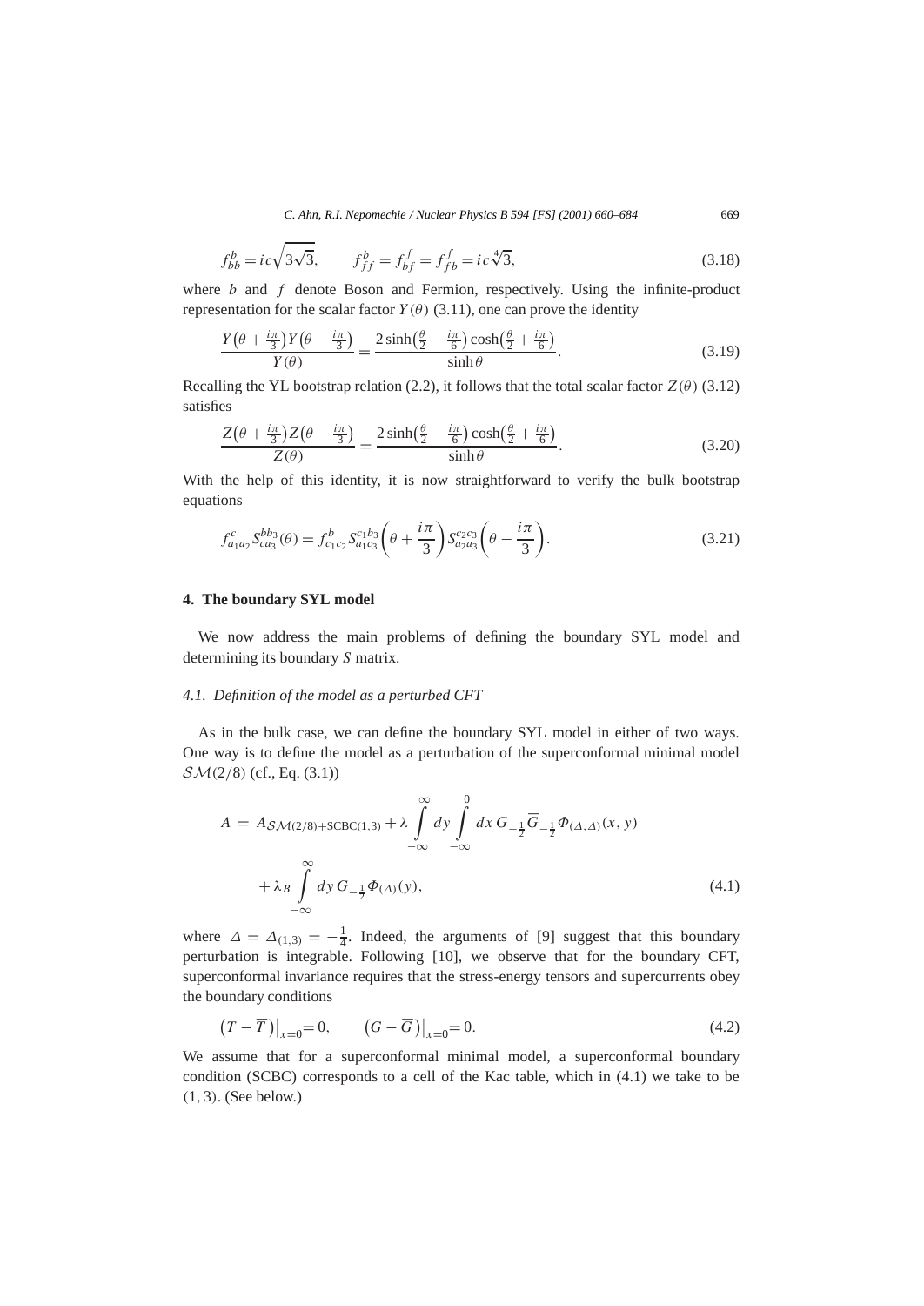$$f_{bb}^{b} = ic\sqrt{3\sqrt{3}}, \qquad f_{ff}^{b} = f_{bf}^{f} = f_{fb}^{f} = ic\sqrt[4]{3}, \tag{3.18}$$

where $b$ and $f$ denote Boson and Fermion, respectively. Using the infinite-product representation for the scalar factor $Y(\theta)$ (3.11), one can prove the identity

$$\frac{Y\left(\theta + \frac{i\pi}{3}\right) Y\left(\theta - \frac{i\pi}{3}\right)}{Y(\theta)} = \frac{2\sinh\left(\frac{\theta}{2} - \frac{i\pi}{6}\right)\cosh\left(\frac{\theta}{2} + \frac{i\pi}{6}\right)}{\sinh\theta}. \tag{3.19}$$

Recalling the YL bootstrap relation (2.2), it follows that the total scalar factor $Z(\theta)$ (3.12) satisfies

$$\frac{Z\left(\theta + \frac{i\pi}{3}\right) Z\left(\theta - \frac{i\pi}{3}\right)}{Z(\theta)} = \frac{2\sinh\left(\frac{\theta}{2} - \frac{i\pi}{6}\right)\cosh\left(\frac{\theta}{2} + \frac{i\pi}{6}\right)}{\sinh\theta}. \tag{3.20}$$

With the help of this identity, it is now straightforward to verify the bulk bootstrap equations

$$f_{a_1 a_2}^{c} S_{c a_3}^{b b_3}(\theta) = f_{c_1 c_2}^{b} S_{a_1 c_3}^{c_1 b_3}\left(\theta + \frac{i\pi}{3}\right) S_{a_2 a_3}^{c_2 c_3}\left(\theta - \frac{i\pi}{3}\right). \tag{3.21}$$

## 4. The boundary SYL model

We now address the main problems of defining the boundary SYL model and determining its boundary $S$ matrix.

### 4.1. Definition of the model as a perturbed CFT

As in the bulk case, we can define the boundary SYL model in either of two ways. One way is to define the model as a perturbation of the superconformal minimal model $\mathcal{SM}(2/8)$ (cf., Eq. (3.1))

$$\begin{aligned} A = {} & A_{\mathcal{SM}(2/8)+\mathrm{SCBC}(1,3)} + \lambda \int_{-\infty}^{\infty} dy \int_{-\infty}^{0} dx\, G_{-\frac{1}{2}} \overline{G}_{-\frac{1}{2}} \Phi_{(\Delta,\Delta)}(x, y) \\ & + \lambda_B \int_{-\infty}^{\infty} dy\, G_{-\frac{1}{2}} \Phi_{(\Delta)}(y), \end{aligned} \tag{4.1}$$

where $\Delta = \Delta_{(1,3)} = -\frac{1}{4}$. Indeed, the arguments of [9] suggest that this boundary perturbation is integrable. Following [10], we observe that for the boundary CFT, superconformal invariance requires that the stress-energy tensors and supercurrents obey the boundary conditions

$$\left(T - \overline{T}\right)\big|_{x=0} = 0, \qquad \left(G - \overline{G}\right)\big|_{x=0} = 0. \tag{4.2}$$

We assume that for a superconformal minimal model, a superconformal boundary condition (SCBC) corresponds to a cell of the Kac table, which in (4.1) we take to be $(1, 3)$. (See below.)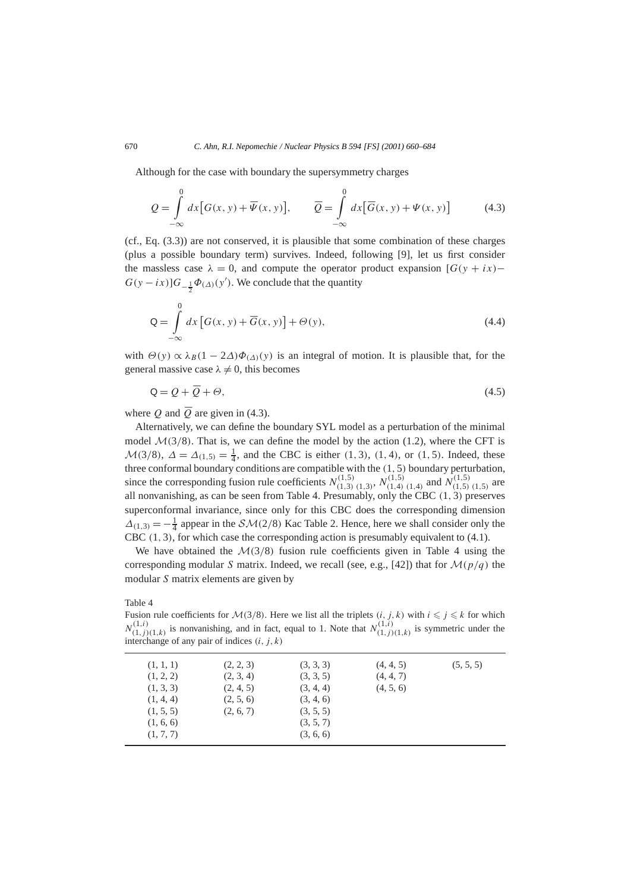Although for the case with boundary the supersymmetry charges

$$Q = \int_{-\infty}^{0} dx \big[G(x, y) + \overline{\Psi}(x, y)\big], \qquad \overline{Q} = \int_{-\infty}^{0} dx \big[\overline{G}(x, y) + \Psi(x, y)\big] \tag{4.3}$$

(cf., Eq. (3.3)) are not conserved, it is plausible that some combination of these charges (plus a possible boundary term) survives. Indeed, following [9], let us first consider the massless case $\lambda = 0$, and compute the operator product expansion $[G(y + ix) - G(y - ix)]G_{-\frac{1}{2}}\Phi_{(\Delta)}(y')$. We conclude that the quantity

$$\mathsf{Q} = \int_{-\infty}^{0} dx \left[G(x, y) + \overline{G}(x, y)\right] + \Theta(y), \tag{4.4}$$

with $\Theta(y) \propto \lambda_B(1 - 2\Delta)\Phi_{(\Delta)}(y)$ is an integral of motion. It is plausible that, for the general massive case $\lambda \neq 0$, this becomes

$$\mathsf{Q} = Q + \overline{Q} + \Theta, \tag{4.5}$$

where $Q$ and $\overline{Q}$ are given in (4.3).

Alternatively, we can define the boundary SYL model as a perturbation of the minimal model $\mathcal{M}(3/8)$. That is, we can define the model by the action (1.2), where the CFT is $\mathcal{M}(3/8)$, $\Delta = \Delta_{(1,5)} = \frac{1}{4}$, and the CBC is either $(1, 3)$, $(1, 4)$, or $(1, 5)$. Indeed, these three conformal boundary conditions are compatible with the $(1, 5)$ boundary perturbation, since the corresponding fusion rule coefficients $N^{(1,5)}_{(1,3)\,(1,3)}$, $N^{(1,5)}_{(1,4)\,(1,4)}$ and $N^{(1,5)}_{(1,5)\,(1,5)}$ are all nonvanishing, as can be seen from Table 4. Presumably, only the CBC $(1, 3)$ preserves superconformal invariance, since only for this CBC does the corresponding dimension $\Delta_{(1,3)} = -\frac{1}{4}$ appear in the $\mathcal{SM}(2/8)$ Kac Table 2. Hence, here we shall consider only the CBC $(1, 3)$, for which case the corresponding action is presumably equivalent to (4.1).

We have obtained the $\mathcal{M}(3/8)$ fusion rule coefficients given in Table 4 using the corresponding modular $S$ matrix. Indeed, we recall (see, e.g., [42]) that for $\mathcal{M}(p/q)$ the modular $S$ matrix elements are given by

Table 4
Fusion rule coefficients for $\mathcal{M}(3/8)$. Here we list all the triplets $(i, j, k)$ with $i \leqslant j \leqslant k$ for which $N^{(1,i)}_{(1,j)(1,k)}$ is nonvanishing, and in fact, equal to 1. Note that $N^{(1,i)}_{(1,j)(1,k)}$ is symmetric under the interchange of any pair of indices $(i, j, k)$

| | | | | |
|---|---|---|---|---|
| (1, 1, 1) | (2, 2, 3) | (3, 3, 3) | (4, 4, 5) | (5, 5, 5) |
| (1, 2, 2) | (2, 3, 4) | (3, 3, 5) | (4, 4, 7) | |
| (1, 3, 3) | (2, 4, 5) | (3, 4, 4) | (4, 5, 6) | |
| (1, 4, 4) | (2, 5, 6) | (3, 4, 6) | | |
| (1, 5, 5) | (2, 6, 7) | (3, 5, 5) | | |
| (1, 6, 6) | | (3, 5, 7) | | |
| (1, 7, 7) | | (3, 6, 6) | | |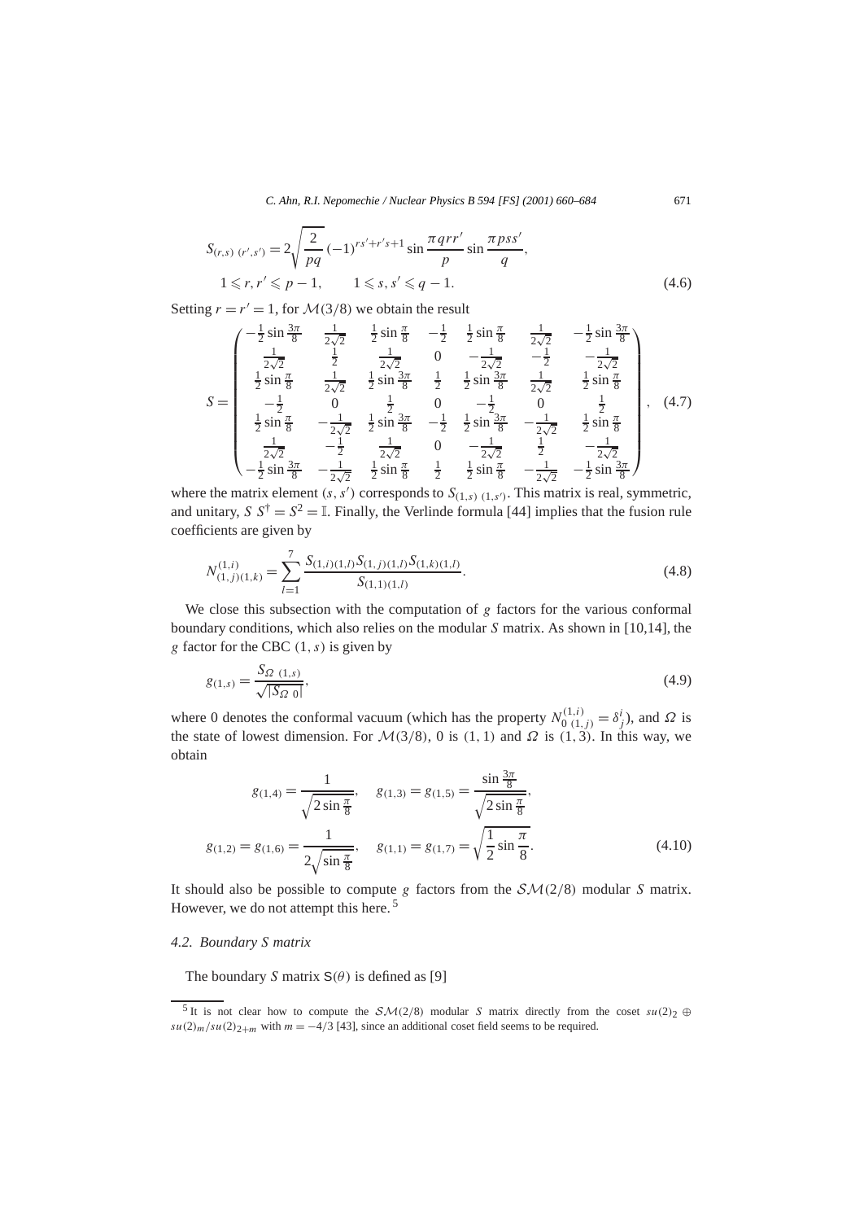$$S_{(r,s)\,(r',s')} = 2\sqrt{\frac{2}{pq}}\,(-1)^{rs'+r's+1}\sin\frac{\pi q r r'}{p}\sin\frac{\pi p s s'}{q},$$
$$1 \leqslant r, r' \leqslant p-1, \qquad 1 \leqslant s, s' \leqslant q-1. \tag{4.6}$$

Setting $r = r' = 1$, for $\mathcal{M}(3/8)$ we obtain the result

$$S = \begin{pmatrix}
-\frac{1}{2}\sin\frac{3\pi}{8} & \frac{1}{2\sqrt{2}} & \frac{1}{2}\sin\frac{\pi}{8} & -\frac{1}{2} & \frac{1}{2}\sin\frac{\pi}{8} & \frac{1}{2\sqrt{2}} & -\frac{1}{2}\sin\frac{3\pi}{8} \\
\frac{1}{2\sqrt{2}} & \frac{1}{2} & \frac{1}{2\sqrt{2}} & 0 & -\frac{1}{2\sqrt{2}} & -\frac{1}{2} & -\frac{1}{2\sqrt{2}} \\
\frac{1}{2}\sin\frac{\pi}{8} & \frac{1}{2\sqrt{2}} & \frac{1}{2}\sin\frac{3\pi}{8} & \frac{1}{2} & \frac{1}{2}\sin\frac{3\pi}{8} & \frac{1}{2\sqrt{2}} & \frac{1}{2}\sin\frac{\pi}{8} \\
-\frac{1}{2} & 0 & \frac{1}{2} & 0 & -\frac{1}{2} & 0 & \frac{1}{2} \\
\frac{1}{2}\sin\frac{\pi}{8} & -\frac{1}{2\sqrt{2}} & \frac{1}{2}\sin\frac{3\pi}{8} & -\frac{1}{2} & \frac{1}{2}\sin\frac{3\pi}{8} & -\frac{1}{2\sqrt{2}} & \frac{1}{2}\sin\frac{\pi}{8} \\
\frac{1}{2\sqrt{2}} & -\frac{1}{2} & \frac{1}{2\sqrt{2}} & 0 & -\frac{1}{2\sqrt{2}} & \frac{1}{2} & -\frac{1}{2\sqrt{2}} \\
-\frac{1}{2}\sin\frac{3\pi}{8} & -\frac{1}{2\sqrt{2}} & \frac{1}{2}\sin\frac{\pi}{8} & \frac{1}{2} & \frac{1}{2}\sin\frac{\pi}{8} & -\frac{1}{2\sqrt{2}} & -\frac{1}{2}\sin\frac{3\pi}{8}
\end{pmatrix}, \tag{4.7}$$

where the matrix element $(s, s')$ corresponds to $S_{(1,s)\,(1,s')}$. This matrix is real, symmetric, and unitary, $S\,S^{\dagger} = S^2 = \mathbb{I}$. Finally, the Verlinde formula [44] implies that the fusion rule coefficients are given by

$$N_{(1,j)(1,k)}^{(1,i)} = \sum_{l=1}^{7} \frac{S_{(1,i)(1,l)}S_{(1,j)(1,l)}S_{(1,k)(1,l)}}{S_{(1,1)(1,l)}}. \tag{4.8}$$

We close this subsection with the computation of $g$ factors for the various conformal boundary conditions, which also relies on the modular $S$ matrix. As shown in [10,14], the $g$ factor for the CBC $(1,s)$ is given by

$$g_{(1,s)} = \frac{S_{\Omega\,(1,s)}}{\sqrt{|S_{\Omega\,0}|}}, \tag{4.9}$$

where 0 denotes the conformal vacuum (which has the property $N_{0\,(1,j)}^{(1,i)} = \delta_j^i$), and $\Omega$ is the state of lowest dimension. For $\mathcal{M}(3/8)$, 0 is $(1,1)$ and $\Omega$ is $(1,3)$. In this way, we obtain

$$g_{(1,4)} = \frac{1}{\sqrt{2\sin\frac{\pi}{8}}}, \quad g_{(1,3)} = g_{(1,5)} = \frac{\sin\frac{3\pi}{8}}{\sqrt{2\sin\frac{\pi}{8}}},$$
$$g_{(1,2)} = g_{(1,6)} = \frac{1}{2\sqrt{\sin\frac{\pi}{8}}}, \quad g_{(1,1)} = g_{(1,7)} = \sqrt{\frac{1}{2}\sin\frac{\pi}{8}}. \tag{4.10}$$

It should also be possible to compute $g$ factors from the $\mathcal{SM}(2/8)$ modular $S$ matrix. However, we do not attempt this here. [5]

### 4.2. Boundary S matrix

The boundary $S$ matrix $\mathsf{S}(\theta)$ is defined as [9]

[5] It is not clear how to compute the $\mathcal{SM}(2/8)$ modular $S$ matrix directly from the coset $su(2)_2 \oplus su(2)_m/su(2)_{2+m}$ with $m = -4/3$ [43], since an additional coset field seems to be required.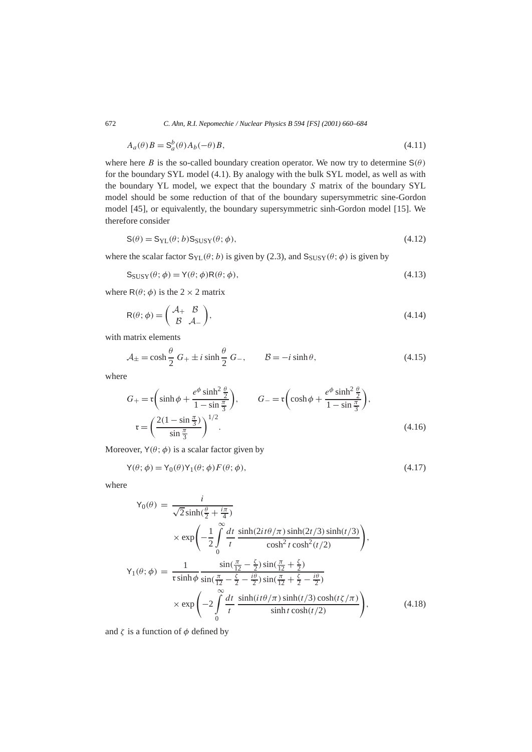$$A_a(\theta) B = \mathsf{S}_a^b(\theta) A_b(-\theta) B, \tag{4.11}$$

where here $B$ is the so-called boundary creation operator. We now try to determine $\mathsf{S}(\theta)$ for the boundary SYL model (4.1). By analogy with the bulk SYL model, as well as with the boundary YL model, we expect that the boundary $S$ matrix of the boundary SYL model should be some reduction of that of the boundary supersymmetric sine-Gordon model [45], or equivalently, the boundary supersymmetric sinh-Gordon model [15]. We therefore consider

$$\mathsf{S}(\theta) = \mathsf{S}_{\mathrm{YL}}(\theta; b) \mathsf{S}_{\mathrm{SUSY}}(\theta; \phi), \tag{4.12}$$

where the scalar factor $\mathsf{S}_{\mathrm{YL}}(\theta; b)$ is given by (2.3), and $\mathsf{S}_{\mathrm{SUSY}}(\theta; \phi)$ is given by

$$\mathsf{S}_{\mathrm{SUSY}}(\theta; \phi) = \mathsf{Y}(\theta; \phi) \mathsf{R}(\theta; \phi), \tag{4.13}$$

where $\mathsf{R}(\theta; \phi)$ is the $2 \times 2$ matrix

$$\mathsf{R}(\theta; \phi) = \begin{pmatrix} \mathcal{A}_+ & \mathcal{B} \\ \mathcal{B} & \mathcal{A}_- \end{pmatrix}, \tag{4.14}$$

with matrix elements

$$\mathcal{A}_\pm = \cosh\frac{\theta}{2}\, G_+ \pm i \sinh\frac{\theta}{2}\, G_-, \qquad \mathcal{B} = -i \sinh\theta, \tag{4.15}$$

where

$$G_+ = \mathfrak{r}\left( \sinh\phi + \frac{e^\phi \sinh^2\frac{\theta}{2}}{1 - \sin\frac{\pi}{3}} \right), \qquad G_- = \mathfrak{r}\left( \cosh\phi + \frac{e^\phi \sinh^2\frac{\theta}{2}}{1 - \sin\frac{\pi}{3}} \right),$$
$$\mathfrak{r} = \left( \frac{2(1 - \sin\frac{\pi}{3})}{\sin\frac{\pi}{3}} \right)^{1/2}. \tag{4.16}$$

Moreover, $\mathsf{Y}(\theta; \phi)$ is a scalar factor given by

$$\mathsf{Y}(\theta; \phi) = \mathsf{Y}_0(\theta) \mathsf{Y}_1(\theta; \phi) F(\theta; \phi), \tag{4.17}$$

where

$$\begin{aligned}
\mathsf{Y}_0(\theta) &= \frac{i}{\sqrt{2}\sinh(\frac{\theta}{2} + \frac{i\pi}{4})} \\
&\quad \times \exp\left( -\frac{1}{2} \int_0^\infty \frac{dt}{t}\, \frac{\sinh(2it\theta/\pi)\sinh(2t/3)\sinh(t/3)}{\cosh^2 t \cosh^2(t/2)} \right), \\
\mathsf{Y}_1(\theta; \phi) &= \frac{1}{\mathfrak{r}\sinh\phi}\, \frac{\sin(\frac{\pi}{12} - \frac{\zeta}{2})\sin(\frac{\pi}{12} + \frac{\zeta}{2})}{\sin(\frac{\pi}{12} - \frac{\zeta}{2} - \frac{i\theta}{2})\sin(\frac{\pi}{12} + \frac{\zeta}{2} - \frac{i\theta}{2})} \\
&\quad \times \exp\left( -2 \int_0^\infty \frac{dt}{t}\, \frac{\sinh(it\theta/\pi)\sinh(t/3)\cosh(t\zeta/\pi)}{\sinh t \cosh(t/2)} \right),
\end{aligned} \tag{4.18}$$

and $\zeta$ is a function of $\phi$ defined by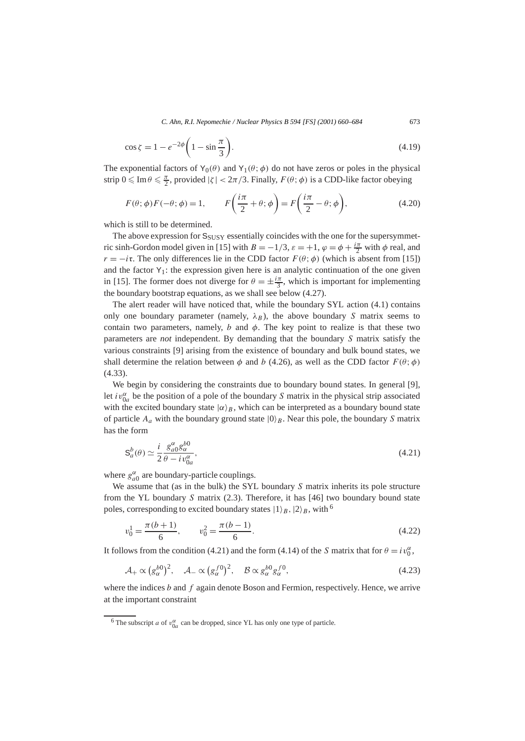$$\cos\zeta = 1 - e^{-2\phi}\left(1 - \sin\frac{\pi}{3}\right). \tag{4.19}$$

The exponential factors of $\mathsf{Y}_0(\theta)$ and $\mathsf{Y}_1(\theta;\phi)$ do not have zeros or poles in the physical strip $0 \leqslant \operatorname{Im}\theta \leqslant \frac{\pi}{2}$, provided $|\zeta| < 2\pi/3$. Finally, $F(\theta;\phi)$ is a CDD-like factor obeying

$$F(\theta;\phi)F(-\theta;\phi) = 1, \qquad F\left(\frac{i\pi}{2} + \theta;\phi\right) = F\left(\frac{i\pi}{2} - \theta;\phi\right), \tag{4.20}$$

which is still to be determined.

The above expression for $\mathsf{S}_{\mathrm{SUSY}}$ essentially coincides with the one for the supersymmetric sinh-Gordon model given in [15] with $B = -1/3$, $\varepsilon = +1$, $\varphi = \phi + \frac{i\pi}{2}$ with $\phi$ real, and $r = -i\mathfrak{r}$. The only differences lie in the CDD factor $F(\theta;\phi)$ (which is absent from [15]) and the factor $\mathsf{Y}_1$: the expression given here is an analytic continuation of the one given in [15]. The former does not diverge for $\theta = \pm\frac{i\pi}{3}$, which is important for implementing the boundary bootstrap equations, as we shall see below (4.27).

The alert reader will have noticed that, while the boundary SYL action (4.1) contains only one boundary parameter (namely, $\lambda_B$), the above boundary $S$ matrix seems to contain two parameters, namely, $b$ and $\phi$. The key point to realize is that these two parameters are *not* independent. By demanding that the boundary $S$ matrix satisfy the various constraints [9] arising from the existence of boundary and bulk bound states, we shall determine the relation between $\phi$ and $b$ (4.26), as well as the CDD factor $F(\theta;\phi)$ (4.33).

We begin by considering the constraints due to boundary bound states. In general [9], let $iv_{0a}^{\alpha}$ be the position of a pole of the boundary $S$ matrix in the physical strip associated with the excited boundary state $|\alpha\rangle_B$, which can be interpreted as a boundary bound state of particle $A_a$ with the boundary ground state $|0\rangle_B$. Near this pole, the boundary $S$ matrix has the form

$$\mathsf{S}_a^b(\theta) \simeq \frac{i}{2}\frac{g_{a0}^{\alpha}g_{\alpha}^{b0}}{\theta - iv_{0a}^{\alpha}}, \tag{4.21}$$

where $g_{a0}^{\alpha}$ are boundary-particle couplings.

We assume that (as in the bulk) the SYL boundary $S$ matrix inherits its pole structure from the YL boundary $S$ matrix (2.3). Therefore, it has [46] two boundary bound state poles, corresponding to excited boundary states $|1\rangle_B$, $|2\rangle_B$, with [6]

$$v_0^1 = \frac{\pi(b+1)}{6}, \qquad v_0^2 = \frac{\pi(b-1)}{6}. \tag{4.22}$$

It follows from the condition (4.21) and the form (4.14) of the $S$ matrix that for $\theta = iv_0^{\alpha}$,

$$\mathcal{A}_+ \propto \left(g_{\alpha}^{b0}\right)^2, \quad \mathcal{A}_- \propto \left(g_{\alpha}^{f0}\right)^2, \quad \mathcal{B} \propto g_{\alpha}^{b0}g_{\alpha}^{f0}, \tag{4.23}$$

where the indices $b$ and $f$ again denote Boson and Fermion, respectively. Hence, we arrive at the important constraint

[6] The subscript $a$ of $v_{0a}^{\alpha}$ can be dropped, since YL has only one type of particle.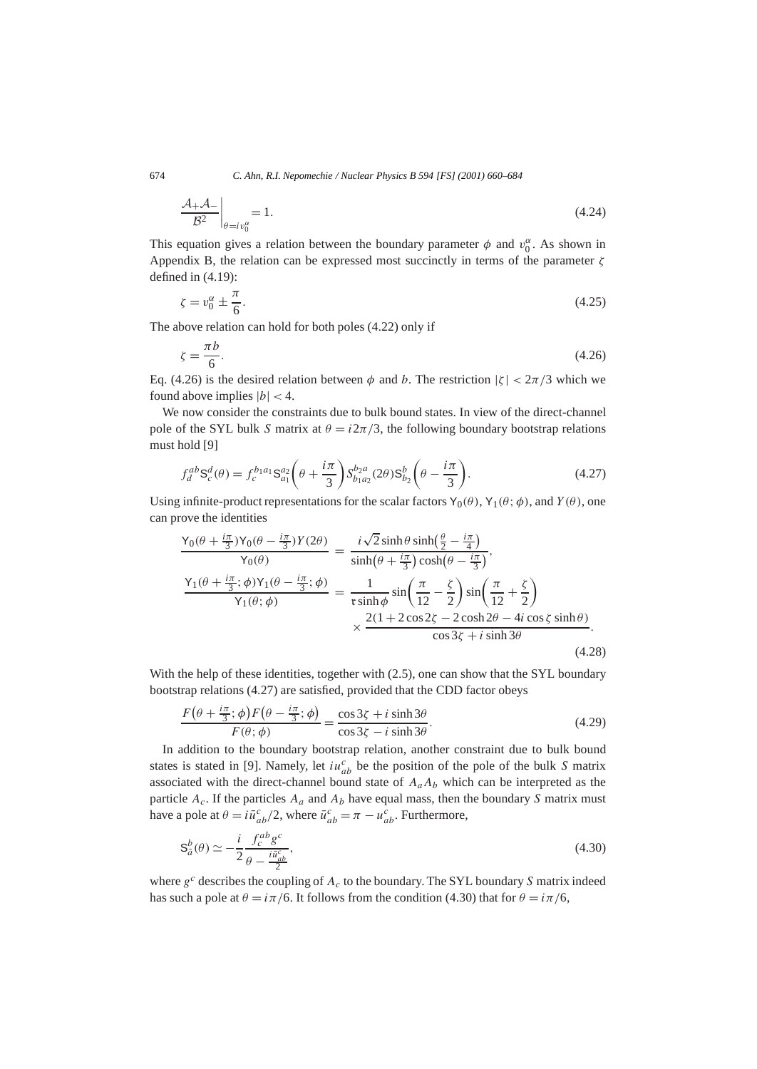$$\left. \frac{\mathcal{A}_+ \mathcal{A}_-}{\mathcal{B}^2} \right|_{\theta = i v_0^\alpha} = 1. \tag{4.24}$$

This equation gives a relation between the boundary parameter $\phi$ and $v_0^\alpha$. As shown in Appendix B, the relation can be expressed most succinctly in terms of the parameter $\zeta$ defined in (4.19):

$$\zeta = v_0^\alpha \pm \frac{\pi}{6}. \tag{4.25}$$

The above relation can hold for both poles (4.22) only if

$$\zeta = \frac{\pi b}{6}. \tag{4.26}$$

Eq. (4.26) is the desired relation between $\phi$ and $b$. The restriction $|\zeta| < 2\pi/3$ which we found above implies $|b| < 4$.

We now consider the constraints due to bulk bound states. In view of the direct-channel pole of the SYL bulk $S$ matrix at $\theta = i2\pi/3$, the following boundary bootstrap relations must hold [9]

$$f_d^{ab} \mathsf{S}_c^d(\theta) = f_c^{b_1 a_1} \mathsf{S}_{a_1}^{a_2}\left(\theta + \frac{i\pi}{3}\right) S_{b_1 a_2}^{b_2 a}(2\theta) \mathsf{S}_{b_2}^{b}\left(\theta - \frac{i\pi}{3}\right). \tag{4.27}$$

Using infinite-product representations for the scalar factors $\mathsf{Y}_0(\theta)$, $\mathsf{Y}_1(\theta;\phi)$, and $Y(\theta)$, one can prove the identities

$$\begin{aligned}
\frac{\mathsf{Y}_0(\theta + \frac{i\pi}{3}) \mathsf{Y}_0(\theta - \frac{i\pi}{3}) Y(2\theta)}{\mathsf{Y}_0(\theta)} &= \frac{i\sqrt{2} \sinh\theta \sinh\left(\frac{\theta}{2} - \frac{i\pi}{4}\right)}{\sinh\left(\theta + \frac{i\pi}{3}\right) \cosh\left(\theta - \frac{i\pi}{3}\right)}, \\
\frac{\mathsf{Y}_1(\theta + \frac{i\pi}{3};\phi) \mathsf{Y}_1(\theta - \frac{i\pi}{3};\phi)}{\mathsf{Y}_1(\theta;\phi)} &= \frac{1}{\mathfrak{r} \sinh\phi} \sin\left(\frac{\pi}{12} - \frac{\zeta}{2}\right) \sin\left(\frac{\pi}{12} + \frac{\zeta}{2}\right) \\
&\quad \times \frac{2(1 + 2\cos 2\zeta - 2\cosh 2\theta - 4i \cos\zeta \sinh\theta)}{\cos 3\zeta + i \sinh 3\theta}.
\end{aligned} \tag{4.28}$$

With the help of these identities, together with (2.5), one can show that the SYL boundary bootstrap relations (4.27) are satisfied, provided that the CDD factor obeys

$$\frac{F\left(\theta + \frac{i\pi}{3};\phi\right) F\left(\theta - \frac{i\pi}{3};\phi\right)}{F(\theta;\phi)} = \frac{\cos 3\zeta + i \sinh 3\theta}{\cos 3\zeta - i \sinh 3\theta}. \tag{4.29}$$

In addition to the boundary bootstrap relation, another constraint due to bulk bound states is stated in [9]. Namely, let $i u_{ab}^c$ be the position of the pole of the bulk $S$ matrix associated with the direct-channel bound state of $A_a A_b$ which can be interpreted as the particle $A_c$. If the particles $A_a$ and $A_b$ have equal mass, then the boundary $S$ matrix must have a pole at $\theta = i\bar{u}_{ab}^c/2$, where $\bar{u}_{ab}^c = \pi - u_{ab}^c$. Furthermore,

$$\mathsf{S}_a^b(\theta) \simeq -\frac{i}{2} \frac{f_c^{ab} g^c}{\theta - \frac{i\bar{u}_{ab}^c}{2}}, \tag{4.30}$$

where $g^c$ describes the coupling of $A_c$ to the boundary. The SYL boundary $S$ matrix indeed has such a pole at $\theta = i\pi/6$. It follows from the condition (4.30) that for $\theta = i\pi/6$,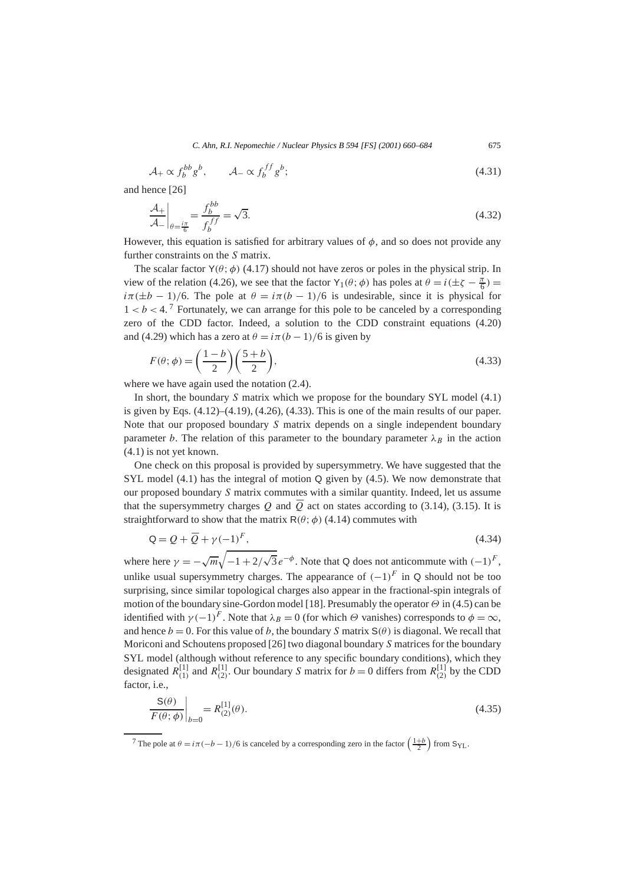$$\mathcal{A}_+ \propto f_b^{bb} g^b, \qquad \mathcal{A}_- \propto f_b^{ff} g^b; \tag{4.31}$$

and hence [26]

$$\left.\frac{\mathcal{A}_+}{\mathcal{A}_-}\right|_{\theta=\frac{i\pi}{6}} = \frac{f_b^{bb}}{f_b^{ff}} = \sqrt{3}. \tag{4.32}$$

However, this equation is satisfied for arbitrary values of $\phi$, and so does not provide any further constraints on the $S$ matrix.

The scalar factor $\mathsf{Y}(\theta;\phi)$ (4.17) should not have zeros or poles in the physical strip. In view of the relation (4.26), we see that the factor $\mathsf{Y}_1(\theta;\phi)$ has poles at $\theta = i(\pm\zeta - \frac{\pi}{6}) = i\pi(\pm b - 1)/6$. The pole at $\theta = i\pi(b-1)/6$ is undesirable, since it is physical for $1 < b < 4$.[7] Fortunately, we can arrange for this pole to be canceled by a corresponding zero of the CDD factor. Indeed, a solution to the CDD constraint equations (4.20) and (4.29) which has a zero at $\theta = i\pi(b-1)/6$ is given by

$$F(\theta;\phi) = \left(\frac{1-b}{2}\right)\left(\frac{5+b}{2}\right), \tag{4.33}$$

where we have again used the notation (2.4).

In short, the boundary $S$ matrix which we propose for the boundary SYL model (4.1) is given by Eqs. (4.12)–(4.19), (4.26), (4.33). This is one of the main results of our paper. Note that our proposed boundary $S$ matrix depends on a single independent boundary parameter $b$. The relation of this parameter to the boundary parameter $\lambda_B$ in the action (4.1) is not yet known.

One check on this proposal is provided by supersymmetry. We have suggested that the SYL model (4.1) has the integral of motion $\mathsf{Q}$ given by (4.5). We now demonstrate that our proposed boundary $S$ matrix commutes with a similar quantity. Indeed, let us assume that the supersymmetry charges $Q$ and $\overline{Q}$ act on states according to (3.14), (3.15). It is straightforward to show that the matrix $\mathsf{R}(\theta;\phi)$ (4.14) commutes with

$$\mathsf{Q} = Q + \overline{Q} + \gamma(-1)^F, \tag{4.34}$$

where here $\gamma = -\sqrt{m}\sqrt{-1 + 2/\sqrt{3}}\, e^{-\phi}$. Note that $\mathsf{Q}$ does not anticommute with $(-1)^F$, unlike usual supersymmetry charges. The appearance of $(-1)^F$ in $\mathsf{Q}$ should not be too surprising, since similar topological charges also appear in the fractional-spin integrals of motion of the boundary sine-Gordon model [18]. Presumably the operator $\Theta$ in (4.5) can be identified with $\gamma(-1)^F$. Note that $\lambda_B = 0$ (for which $\Theta$ vanishes) corresponds to $\phi = \infty$, and hence $b = 0$. For this value of $b$, the boundary $S$ matrix $\mathsf{S}(\theta)$ is diagonal. We recall that Moriconi and Schoutens proposed [26] two diagonal boundary $S$ matrices for the boundary SYL model (although without reference to any specific boundary conditions), which they designated $R^{[1]}_{(1)}$ and $R^{[1]}_{(2)}$. Our boundary $S$ matrix for $b = 0$ differs from $R^{[1]}_{(2)}$ by the CDD factor, i.e.,

$$\left.\frac{\mathsf{S}(\theta)}{F(\theta;\phi)}\right|_{b=0} = R^{[1]}_{(2)}(\theta). \tag{4.35}$$

[7] The pole at $\theta = i\pi(-b-1)/6$ is canceled by a corresponding zero in the factor $\left(\frac{1+b}{2}\right)$ from $\mathsf{S}_{\mathrm{YL}}$.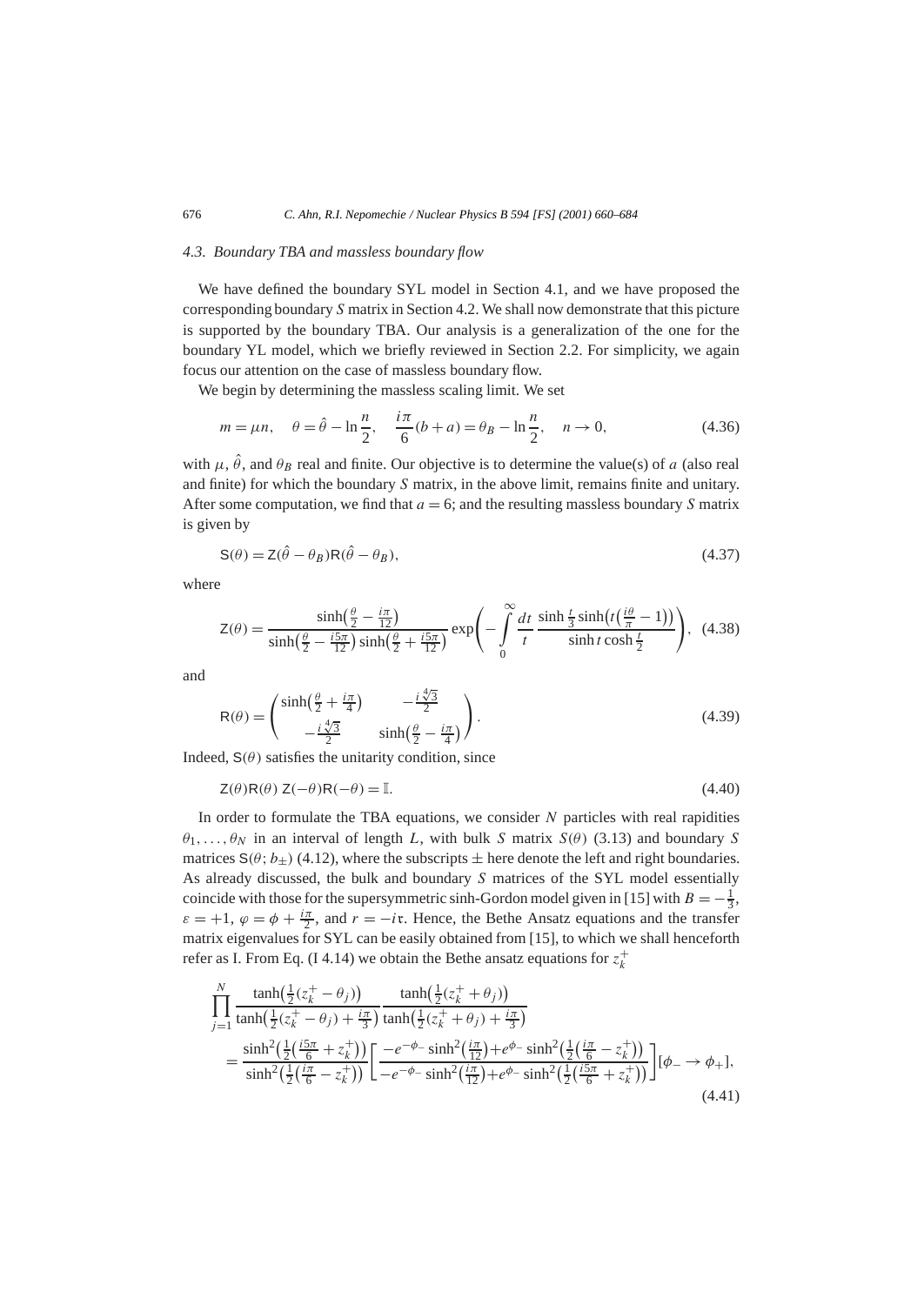### 4.3. Boundary TBA and massless boundary flow

We have defined the boundary SYL model in Section 4.1, and we have proposed the corresponding boundary $S$ matrix in Section 4.2. We shall now demonstrate that this picture is supported by the boundary TBA. Our analysis is a generalization of the one for the boundary YL model, which we briefly reviewed in Section 2.2. For simplicity, we again focus our attention on the case of massless boundary flow.

We begin by determining the massless scaling limit. We set

$$m = \mu n, \quad \theta = \hat{\theta} - \ln\frac{n}{2}, \quad \frac{i\pi}{6}(b+a) = \theta_B - \ln\frac{n}{2}, \quad n \to 0, \tag{4.36}$$

with $\mu$, $\hat{\theta}$, and $\theta_B$ real and finite. Our objective is to determine the value(s) of $a$ (also real and finite) for which the boundary $S$ matrix, in the above limit, remains finite and unitary. After some computation, we find that $a = 6$; and the resulting massless boundary $S$ matrix is given by

$$\mathsf{S}(\theta) = \mathsf{Z}(\hat{\theta} - \theta_B)\mathsf{R}(\hat{\theta} - \theta_B), \tag{4.37}$$

where

$$\mathsf{Z}(\theta) = \frac{\sinh\left(\frac{\theta}{2} - \frac{i\pi}{12}\right)}{\sinh\left(\frac{\theta}{2} - \frac{i5\pi}{12}\right)\sinh\left(\frac{\theta}{2} + \frac{i5\pi}{12}\right)} \exp\left(-\int_0^\infty \frac{dt}{t}\, \frac{\sinh\frac{t}{3}\sinh\left(t\left(\frac{i\theta}{\pi} - 1\right)\right)}{\sinh t \cosh\frac{t}{2}}\right), \tag{4.38}$$

and

$$\mathsf{R}(\theta) = \begin{pmatrix} \sinh\left(\frac{\theta}{2} + \frac{i\pi}{4}\right) & -\frac{i\sqrt[4]{3}}{2} \\ -\frac{i\sqrt[4]{3}}{2} & \sinh\left(\frac{\theta}{2} - \frac{i\pi}{4}\right) \end{pmatrix}. \tag{4.39}$$

Indeed, $\mathsf{S}(\theta)$ satisfies the unitarity condition, since

$$\mathsf{Z}(\theta)\mathsf{R}(\theta)\,\mathsf{Z}(-\theta)\mathsf{R}(-\theta) = \mathbb{I}. \tag{4.40}$$

In order to formulate the TBA equations, we consider $N$ particles with real rapidities $\theta_1, \ldots, \theta_N$ in an interval of length $L$, with bulk $S$ matrix $S(\theta)$ (3.13) and boundary $S$ matrices $\mathsf{S}(\theta; b_\pm)$ (4.12), where the subscripts $\pm$ here denote the left and right boundaries. As already discussed, the bulk and boundary $S$ matrices of the SYL model essentially coincide with those for the supersymmetric sinh-Gordon model given in [15] with $B = -\frac{1}{3}$, $\varepsilon = +1$, $\varphi = \phi + \frac{i\pi}{2}$, and $r = -i\mathfrak{r}$. Hence, the Bethe Ansatz equations and the transfer matrix eigenvalues for SYL can be easily obtained from [15], to which we shall henceforth refer as I. From Eq. (I 4.14) we obtain the Bethe ansatz equations for $z_k^+$

$$\begin{aligned}
&\prod_{j=1}^{N} \frac{\tanh\left(\frac{1}{2}(z_k^+ - \theta_j)\right)}{\tanh\left(\frac{1}{2}(z_k^+ - \theta_j) + \frac{i\pi}{3}\right)} \frac{\tanh\left(\frac{1}{2}(z_k^+ + \theta_j)\right)}{\tanh\left(\frac{1}{2}(z_k^+ + \theta_j) + \frac{i\pi}{3}\right)} \\
&\quad = \frac{\sinh^2\left(\frac{1}{2}\left(\frac{i5\pi}{6} + z_k^+\right)\right)}{\sinh^2\left(\frac{1}{2}\left(\frac{i\pi}{6} - z_k^+\right)\right)} \left[\frac{-e^{-\phi_-}\sinh^2\left(\frac{i\pi}{12}\right) + e^{\phi_-}\sinh^2\left(\frac{1}{2}\left(\frac{i\pi}{6} - z_k^+\right)\right)}{-e^{-\phi_-}\sinh^2\left(\frac{i\pi}{12}\right) + e^{\phi_-}\sinh^2\left(\frac{1}{2}\left(\frac{i5\pi}{6} + z_k^+\right)\right)}\right][\phi_- \to \phi_+],
\end{aligned} \tag{4.41}$$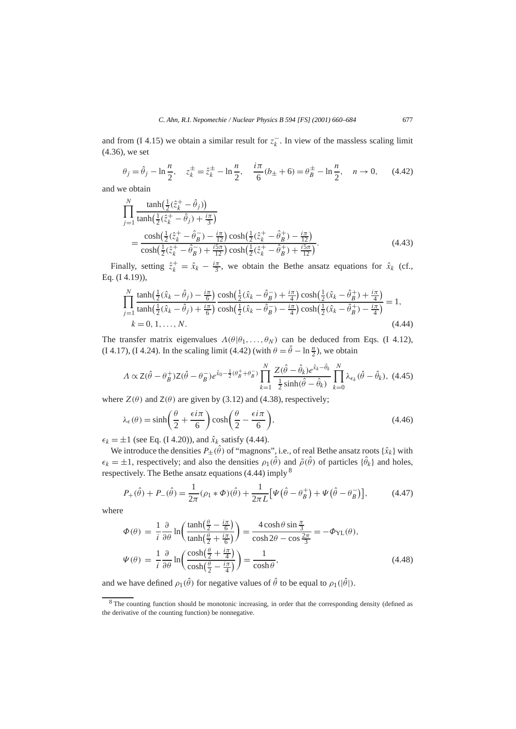and from (I 4.15) we obtain a similar result for $z_k^-$. In view of the massless scaling limit (4.36), we set

$$\theta_j = \hat{\theta}_j - \ln\frac{n}{2}, \quad z_k^\pm = \hat{z}_k^\pm - \ln\frac{n}{2}, \quad \frac{i\pi}{6}(b_\pm + 6) = \theta_B^\pm - \ln\frac{n}{2}, \quad n \to 0, \tag{4.42}$$

and we obtain

$$\begin{aligned}
&\prod_{j=1}^{N} \frac{\tanh\left(\frac{1}{2}(\hat{z}_k^+ - \hat{\theta}_j)\right)}{\tanh\left(\frac{1}{2}(\hat{z}_k^+ - \hat{\theta}_j) + \frac{i\pi}{3}\right)} \\
&\quad = \frac{\cosh\left(\frac{1}{2}(\hat{z}_k^+ - \hat{\theta}_B^-) - \frac{i\pi}{12}\right)\cosh\left(\frac{1}{2}(\hat{z}_k^+ - \hat{\theta}_B^+) - \frac{i\pi}{12}\right)}{\cosh\left(\frac{1}{2}(\hat{z}_k^+ - \hat{\theta}_B^-) + \frac{i5\pi}{12}\right)\cosh\left(\frac{1}{2}(\hat{z}_k^+ - \hat{\theta}_B^+) + \frac{i5\pi}{12}\right)}.
\end{aligned} \tag{4.43}$$

Finally, setting $\hat{z}_k^+ = \hat{x}_k - \frac{i\pi}{3}$, we obtain the Bethe ansatz equations for $\hat{x}_k$ (cf., Eq. (I 4.19)),

$$\begin{aligned}
&\prod_{j=1}^{N} \frac{\tanh\left(\frac{1}{2}(\hat{x}_k - \hat{\theta}_j) - \frac{i\pi}{6}\right)}{\tanh\left(\frac{1}{2}(\hat{x}_k - \hat{\theta}_j) + \frac{i\pi}{6}\right)} \frac{\cosh\left(\frac{1}{2}(\hat{x}_k - \hat{\theta}_B^-) + \frac{i\pi}{4}\right)\cosh\left(\frac{1}{2}(\hat{x}_k - \hat{\theta}_B^+) + \frac{i\pi}{4}\right)}{\cosh\left(\frac{1}{2}(\hat{x}_k - \hat{\theta}_B^-) - \frac{i\pi}{4}\right)\cosh\left(\frac{1}{2}(\hat{x}_k - \hat{\theta}_B^+) - \frac{i\pi}{4}\right)} = 1, \\
&k = 0, 1, \ldots, N.
\end{aligned} \tag{4.44}$$

The transfer matrix eigenvalues $\Lambda(\theta|\theta_1, \ldots, \theta_N)$ can be deduced from Eqs. (I 4.12), (I 4.17), (I 4.24). In the scaling limit (4.42) (with $\theta = \hat{\theta} - \ln\frac{n}{2}$), we obtain

$$\Lambda \propto \mathsf{Z}(\hat{\theta} - \theta_B^+)\mathsf{Z}(\hat{\theta} - \theta_B^-)e^{\hat{x}_0 - \frac{1}{2}(\theta_B^+ + \theta_B^-)} \prod_{k=1}^{N} \frac{Z(\hat{\theta} - \hat{\theta}_k)e^{\hat{x}_k - \hat{\theta}_k}}{\frac{1}{2}\sinh(\hat{\theta} - \hat{\theta}_k)} \prod_{k=0}^{N} \lambda_{\epsilon_k}(\hat{\theta} - \hat{\theta}_k), \tag{4.45}$$

where $Z(\theta)$ and $\mathsf{Z}(\theta)$ are given by (3.12) and (4.38), respectively;

$$\lambda_\epsilon(\theta) = \sinh\left(\frac{\theta}{2} + \frac{\epsilon i\pi}{6}\right)\cosh\left(\frac{\theta}{2} - \frac{\epsilon i\pi}{6}\right), \tag{4.46}$$

$\epsilon_k = \pm 1$ (see Eq. (I 4.20)), and $\hat{x}_k$ satisfy (4.44).

We introduce the densities $P_\pm(\hat{\theta})$ of "magnons", i.e., of real Bethe ansatz roots $\{\hat{x}_k\}$ with $\epsilon_k = \pm 1$, respectively; and also the densities $\rho_1(\hat{\theta})$ and $\tilde{\rho}(\hat{\theta})$ of particles $\{\hat{\theta}_k\}$ and holes, respectively. The Bethe ansatz equations (4.44) imply [8]

$$P_+(\hat{\theta}) + P_-(\hat{\theta}) = \frac{1}{2\pi}(\rho_1 * \Phi)(\hat{\theta}) + \frac{1}{2\pi L}\left[\Psi\left(\hat{\theta} - \theta_B^+\right) + \Psi\left(\hat{\theta} - \theta_B^-\right)\right], \tag{4.47}$$

where

$$\begin{aligned}
\Phi(\theta) &= \frac{1}{i}\frac{\partial}{\partial\theta}\ln\left(\frac{\tanh\left(\frac{\theta}{2} - \frac{i\pi}{6}\right)}{\tanh\left(\frac{\theta}{2} + \frac{i\pi}{6}\right)}\right) = \frac{4\cosh\theta\sin\frac{\pi}{3}}{\cosh 2\theta - \cos\frac{2\pi}{3}} = -\Phi_{\mathrm{YL}}(\theta), \\
\Psi(\theta) &= \frac{1}{i}\frac{\partial}{\partial\theta}\ln\left(\frac{\cosh\left(\frac{\theta}{2} + \frac{i\pi}{4}\right)}{\cosh\left(\frac{\theta}{2} - \frac{i\pi}{4}\right)}\right) = \frac{1}{\cosh\theta},
\end{aligned} \tag{4.48}$$

and we have defined $\rho_1(\hat{\theta})$ for negative values of $\hat{\theta}$ to be equal to $\rho_1(|\hat{\theta}|)$.

---

[8] The counting function should be monotonic increasing, in order that the corresponding density (defined as the derivative of the counting function) be nonnegative.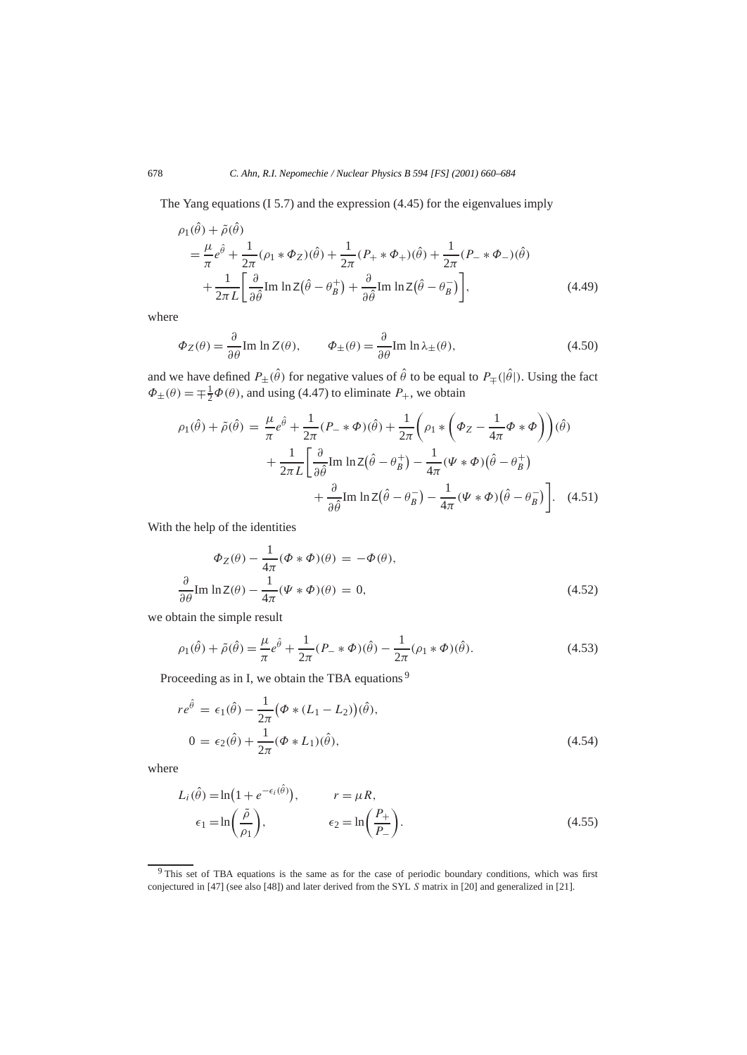The Yang equations (I 5.7) and the expression (4.45) for the eigenvalues imply

$$
\begin{aligned}
&\rho_1(\hat{\theta}) + \tilde{\rho}(\hat{\theta}) \\
&\quad = \frac{\mu}{\pi} e^{\hat{\theta}} + \frac{1}{2\pi}(\rho_1 * \Phi_Z)(\hat{\theta}) + \frac{1}{2\pi}(P_+ * \Phi_+)(\hat{\theta}) + \frac{1}{2\pi}(P_- * \Phi_-)(\hat{\theta}) \\
&\qquad + \frac{1}{2\pi L}\left[\frac{\partial}{\partial \hat{\theta}} \operatorname{Im} \ln \mathsf{Z}\big(\hat{\theta} - \theta_B^+\big) + \frac{\partial}{\partial \hat{\theta}} \operatorname{Im} \ln \mathsf{Z}\big(\hat{\theta} - \theta_B^-\big)\right], \qquad (4.49)
\end{aligned}
$$

where

$$
\Phi_Z(\theta) = \frac{\partial}{\partial \theta} \operatorname{Im} \ln Z(\theta), \qquad \Phi_\pm(\theta) = \frac{\partial}{\partial \theta} \operatorname{Im} \ln \lambda_\pm(\theta), \qquad (4.50)
$$

and we have defined $P_\pm(\hat{\theta})$ for negative values of $\hat{\theta}$ to be equal to $P_\mp(|\hat{\theta}|)$. Using the fact $\Phi_\pm(\theta) = \mp\frac{1}{2}\Phi(\theta)$, and using (4.47) to eliminate $P_+$, we obtain

$$
\begin{aligned}
\rho_1(\hat{\theta}) + \tilde{\rho}(\hat{\theta}) = {}& \frac{\mu}{\pi} e^{\hat{\theta}} + \frac{1}{2\pi}(P_- * \Phi)(\hat{\theta}) + \frac{1}{2\pi}\left(\rho_1 * \left(\Phi_Z - \frac{1}{4\pi}\Phi * \Phi\right)\right)(\hat{\theta}) \\
& + \frac{1}{2\pi L}\left[\frac{\partial}{\partial \hat{\theta}} \operatorname{Im} \ln \mathsf{Z}\big(\hat{\theta} - \theta_B^+\big) - \frac{1}{4\pi}(\Psi * \Phi)\big(\hat{\theta} - \theta_B^+\big)\right. \\
& \left. + \frac{\partial}{\partial \hat{\theta}} \operatorname{Im} \ln \mathsf{Z}\big(\hat{\theta} - \theta_B^-\big) - \frac{1}{4\pi}(\Psi * \Phi)\big(\hat{\theta} - \theta_B^-\big)\right]. \qquad (4.51)
\end{aligned}
$$

With the help of the identities

$$
\begin{aligned}
\Phi_Z(\theta) - \frac{1}{4\pi}(\Phi * \Phi)(\theta) &= -\Phi(\theta), \\
\frac{\partial}{\partial \theta} \operatorname{Im} \ln \mathsf{Z}(\theta) - \frac{1}{4\pi}(\Psi * \Phi)(\theta) &= 0, \qquad (4.52)
\end{aligned}
$$

we obtain the simple result

$$
\rho_1(\hat{\theta}) + \tilde{\rho}(\hat{\theta}) = \frac{\mu}{\pi} e^{\hat{\theta}} + \frac{1}{2\pi}(P_- * \Phi)(\hat{\theta}) - \frac{1}{2\pi}(\rho_1 * \Phi)(\hat{\theta}). \qquad (4.53)
$$

Proceeding as in I, we obtain the TBA equations [9]

$$
\begin{aligned}
r e^{\hat{\theta}} &= \epsilon_1(\hat{\theta}) - \frac{1}{2\pi}\big(\Phi * (L_1 - L_2)\big)(\hat{\theta}), \\
0 &= \epsilon_2(\hat{\theta}) + \frac{1}{2\pi}(\Phi * L_1)(\hat{\theta}), \qquad (4.54)
\end{aligned}
$$

where

$$
\begin{aligned}
L_i(\hat{\theta}) &= \ln\big(1 + e^{-\epsilon_i(\hat{\theta})}\big), & r &= \mu R, \\
\epsilon_1 &= \ln\left(\frac{\tilde{\rho}}{\rho_1}\right), & \epsilon_2 &= \ln\left(\frac{P_+}{P_-}\right). \qquad (4.55)
\end{aligned}
$$

[9] This set of TBA equations is the same as for the case of periodic boundary conditions, which was first conjectured in [47] (see also [48]) and later derived from the SYL *S* matrix in [20] and generalized in [21].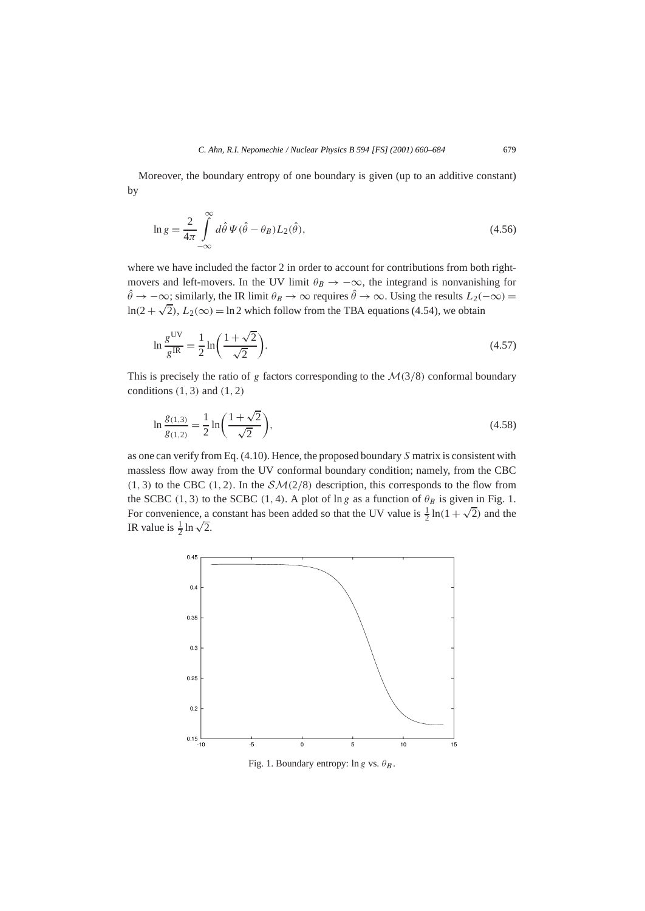Moreover, the boundary entropy of one boundary is given (up to an additive constant) by

$$\ln g = \frac{2}{4\pi} \int_{-\infty}^{\infty} d\hat{\theta}\, \Psi(\hat{\theta} - \theta_B) L_2(\hat{\theta}), \tag{4.56}$$

where we have included the factor 2 in order to account for contributions from both right-movers and left-movers. In the UV limit $\theta_B \to -\infty$, the integrand is nonvanishing for $\hat{\theta} \to -\infty$; similarly, the IR limit $\theta_B \to \infty$ requires $\hat{\theta} \to \infty$. Using the results $L_2(-\infty) = \ln(2 + \sqrt{2})$, $L_2(\infty) = \ln 2$ which follow from the TBA equations (4.54), we obtain

$$\ln \frac{g^{\mathrm{UV}}}{g^{\mathrm{IR}}} = \frac{1}{2} \ln\left( \frac{1 + \sqrt{2}}{\sqrt{2}} \right). \tag{4.57}$$

This is precisely the ratio of $g$ factors corresponding to the $\mathcal{M}(3/8)$ conformal boundary conditions $(1, 3)$ and $(1, 2)$

$$\ln \frac{g_{(1,3)}}{g_{(1,2)}} = \frac{1}{2} \ln\left( \frac{1 + \sqrt{2}}{\sqrt{2}} \right), \tag{4.58}$$

as one can verify from Eq. (4.10). Hence, the proposed boundary $S$ matrix is consistent with massless flow away from the UV conformal boundary condition; namely, from the CBC $(1, 3)$ to the CBC $(1, 2)$. In the $\mathcal{SM}(2/8)$ description, this corresponds to the flow from the SCBC $(1, 3)$ to the SCBC $(1, 4)$. A plot of $\ln g$ as a function of $\theta_B$ is given in Fig. 1. For convenience, a constant has been added so that the UV value is $\frac{1}{2} \ln(1 + \sqrt{2})$ and the IR value is $\frac{1}{2} \ln \sqrt{2}$.

Fig. 1. Boundary entropy: $\ln g$ vs. $\theta_B$.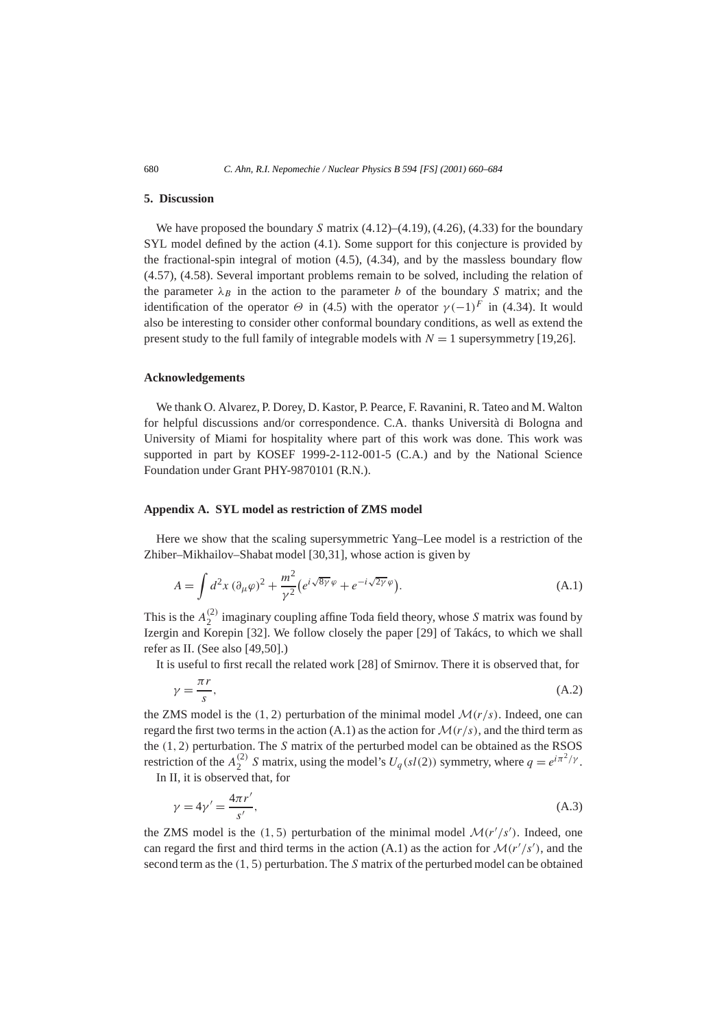## 5. Discussion

We have proposed the boundary $S$ matrix (4.12)–(4.19), (4.26), (4.33) for the boundary SYL model defined by the action (4.1). Some support for this conjecture is provided by the fractional-spin integral of motion (4.5), (4.34), and by the massless boundary flow (4.57), (4.58). Several important problems remain to be solved, including the relation of the parameter $\lambda_B$ in the action to the parameter $b$ of the boundary $S$ matrix; and the identification of the operator $\Theta$ in (4.5) with the operator $\gamma(-1)^F$ in (4.34). It would also be interesting to consider other conformal boundary conditions, as well as extend the present study to the full family of integrable models with $N = 1$ supersymmetry [19,26].

## Acknowledgements

We thank O. Alvarez, P. Dorey, D. Kastor, P. Pearce, F. Ravanini, R. Tateo and M. Walton for helpful discussions and/or correspondence. C.A. thanks Università di Bologna and University of Miami for hospitality where part of this work was done. This work was supported in part by KOSEF 1999-2-112-001-5 (C.A.) and by the National Science Foundation under Grant PHY-9870101 (R.N.).

## Appendix A. SYL model as restriction of ZMS model

Here we show that the scaling supersymmetric Yang–Lee model is a restriction of the Zhiber–Mikhailov–Shabat model [30,31], whose action is given by

$$A = \int d^2x\, (\partial_\mu \varphi)^2 + \frac{m^2}{\gamma^2}\left(e^{i\sqrt{8\gamma}\,\varphi} + e^{-i\sqrt{2\gamma}\,\varphi}\right). \tag{A.1}$$

This is the $A_2^{(2)}$ imaginary coupling affine Toda field theory, whose $S$ matrix was found by Izergin and Korepin [32]. We follow closely the paper [29] of Takács, to which we shall refer as II. (See also [49,50].)

It is useful to first recall the related work [28] of Smirnov. There it is observed that, for

$$\gamma = \frac{\pi r}{s}, \tag{A.2}$$

the ZMS model is the $(1, 2)$ perturbation of the minimal model $\mathcal{M}(r/s)$. Indeed, one can regard the first two terms in the action (A.1) as the action for $\mathcal{M}(r/s)$, and the third term as the $(1, 2)$ perturbation. The $S$ matrix of the perturbed model can be obtained as the RSOS restriction of the $A_2^{(2)}$ $S$ matrix, using the model's $U_q(sl(2))$ symmetry, where $q = e^{i\pi^2/\gamma}$.

In II, it is observed that, for

$$\gamma = 4\gamma' = \frac{4\pi r'}{s'}, \tag{A.3}$$

the ZMS model is the $(1, 5)$ perturbation of the minimal model $\mathcal{M}(r'/s')$. Indeed, one can regard the first and third terms in the action (A.1) as the action for $\mathcal{M}(r'/s')$, and the second term as the $(1, 5)$ perturbation. The $S$ matrix of the perturbed model can be obtained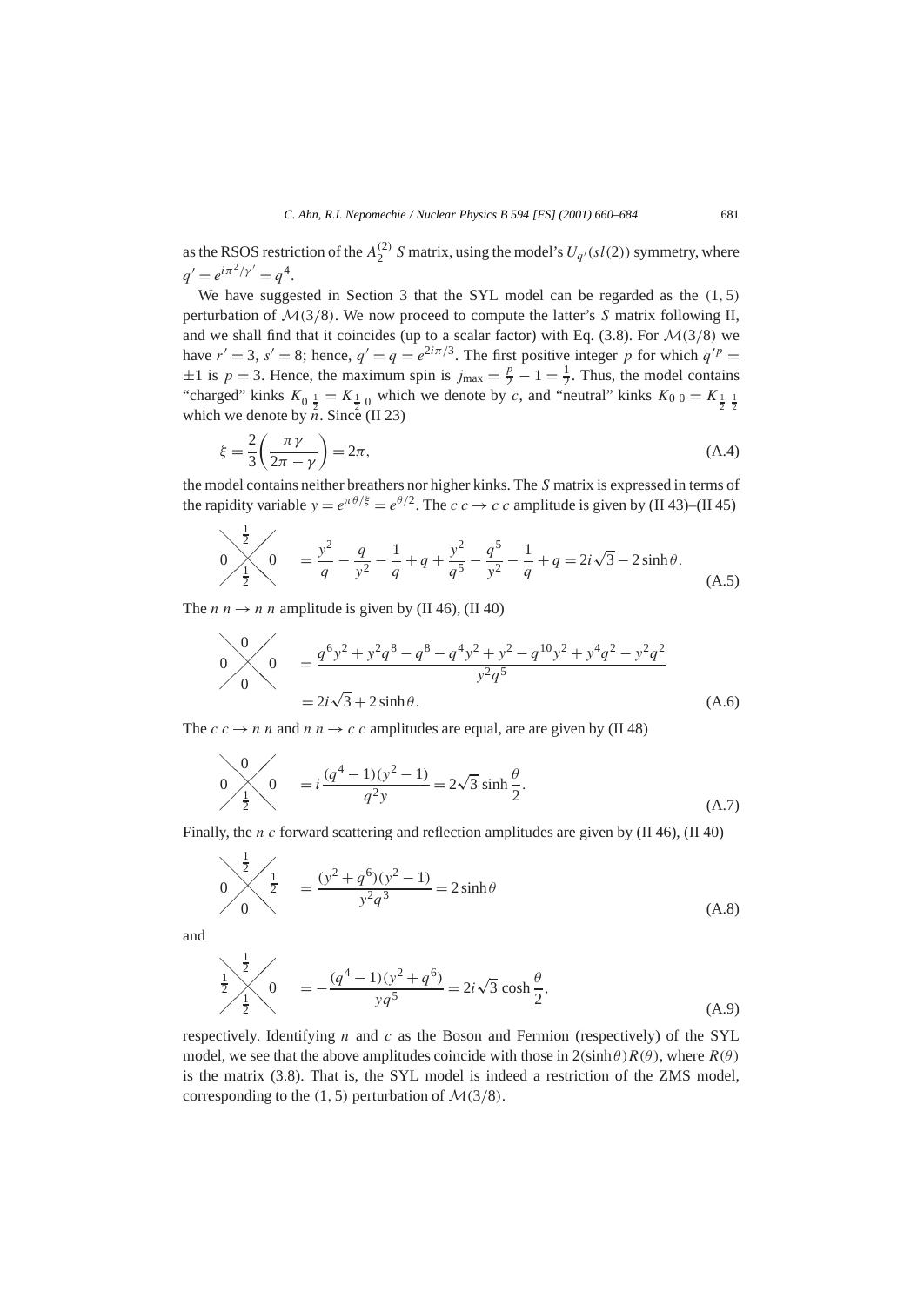as the RSOS restriction of the $A_2^{(2)}$ $S$ matrix, using the model's $U_{q'}(sl(2))$ symmetry, where $q' = e^{i\pi^2/\gamma'} = q^4$.

We have suggested in Section 3 that the SYL model can be regarded as the $(1,5)$ perturbation of $\mathcal{M}(3/8)$. We now proceed to compute the latter's $S$ matrix following II, and we shall find that it coincides (up to a scalar factor) with Eq. (3.8). For $\mathcal{M}(3/8)$ we have $r' = 3$, $s' = 8$; hence, $q' = q = e^{2i\pi/3}$. The first positive integer $p$ for which $q'^p = \pm 1$ is $p = 3$. Hence, the maximum spin is $j_{\max} = \frac{p}{2} - 1 = \frac{1}{2}$. Thus, the model contains "charged" kinks $K_{0\,\frac{1}{2}} = K_{\frac{1}{2}\,0}$ which we denote by $c$, and "neutral" kinks $K_{0\,0} = K_{\frac{1}{2}\,\frac{1}{2}}$ which we denote by $n$. Since (II 23)

$$\xi = \frac{2}{3}\left(\frac{\pi\gamma}{2\pi - \gamma}\right) = 2\pi, \tag{A.4}$$

the model contains neither breathers nor higher kinks. The $S$ matrix is expressed in terms of the rapidity variable $y = e^{\pi\theta/\xi} = e^{\theta/2}$. The $c\,c \to c\,c$ amplitude is given by (II 43)–(II 45)

$$S\begin{pmatrix} & \frac{1}{2} & \\ 0 & & 0 \\ & \frac{1}{2} & \end{pmatrix} = \frac{y^2}{q} - \frac{q}{y^2} - \frac{1}{q} + q + \frac{y^2}{q^5} - \frac{q^5}{y^2} - \frac{1}{q} + q = 2i\sqrt{3} - 2\sinh\theta. \tag{A.5}$$

The $n\,n \to n\,n$ amplitude is given by (II 46), (II 40)

$$\begin{aligned} S\begin{pmatrix} & 0 & \\ 0 & & 0 \\ & 0 & \end{pmatrix} &= \frac{q^6y^2 + y^2q^8 - q^8 - q^4y^2 + y^2 - q^{10}y^2 + y^4q^2 - y^2q^2}{y^2q^5} \\ &= 2i\sqrt{3} + 2\sinh\theta. \end{aligned} \tag{A.6}$$

The $c\,c \to n\,n$ and $n\,n \to c\,c$ amplitudes are equal, are are given by (II 48)

$$S\begin{pmatrix} & 0 & \\ 0 & & 0 \\ & \frac{1}{2} & \end{pmatrix} = i\frac{(q^4 - 1)(y^2 - 1)}{q^2 y} = 2\sqrt{3}\sinh\frac{\theta}{2}. \tag{A.7}$$

Finally, the $n\,c$ forward scattering and reflection amplitudes are given by (II 46), (II 40)

$$S\begin{pmatrix} & \frac{1}{2} & \\ 0 & & \frac{1}{2} \\ & 0 & \end{pmatrix} = \frac{(y^2 + q^6)(y^2 - 1)}{y^2q^3} = 2\sinh\theta \tag{A.8}$$

and

$$S\begin{pmatrix} & \frac{1}{2} & \\ \frac{1}{2} & & 0 \\ & \frac{1}{2} & \end{pmatrix} = -\frac{(q^4 - 1)(y^2 + q^6)}{yq^5} = 2i\sqrt{3}\cosh\frac{\theta}{2}, \tag{A.9}$$

respectively. Identifying $n$ and $c$ as the Boson and Fermion (respectively) of the SYL model, we see that the above amplitudes coincide with those in $2(\sinh\theta)R(\theta)$, where $R(\theta)$ is the matrix (3.8). That is, the SYL model is indeed a restriction of the ZMS model, corresponding to the $(1,5)$ perturbation of $\mathcal{M}(3/8)$.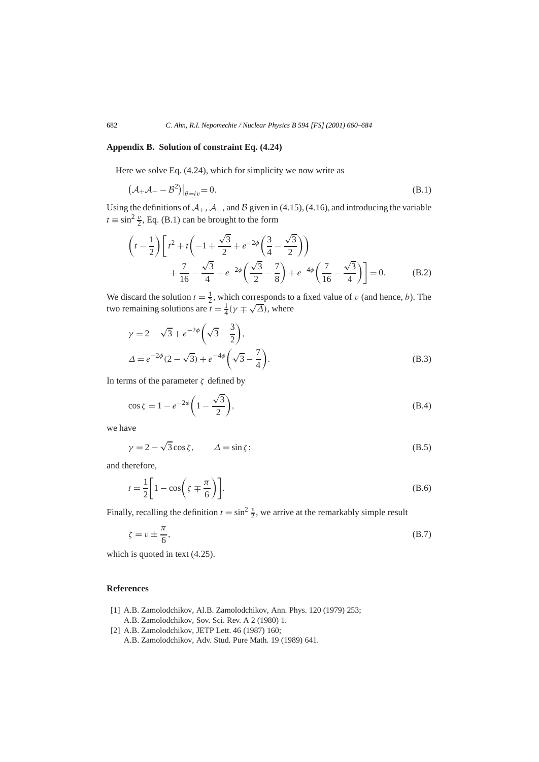## Appendix B. Solution of constraint Eq. (4.24)

Here we solve Eq. (4.24), which for simplicity we now write as

$$\left(\mathcal{A}_+\mathcal{A}_- - \mathcal{B}^2\right)\big|_{\theta=iv} = 0. \tag{B.1}$$

Using the definitions of $\mathcal{A}_+$, $\mathcal{A}_-$, and $\mathcal{B}$ given in (4.15), (4.16), and introducing the variable $t \equiv \sin^2\frac{v}{2}$, Eq. (B.1) can be brought to the form

$$\left(t-\frac{1}{2}\right)\left[t^2 + t\left(-1+\frac{\sqrt{3}}{2}+e^{-2\phi}\left(\frac{3}{4}-\frac{\sqrt{3}}{2}\right)\right) + \frac{7}{16}-\frac{\sqrt{3}}{4}+e^{-2\phi}\left(\frac{\sqrt{3}}{2}-\frac{7}{8}\right)+e^{-4\phi}\left(\frac{7}{16}-\frac{\sqrt{3}}{4}\right)\right] = 0. \tag{B.2}$$

We discard the solution $t = \frac{1}{2}$, which corresponds to a fixed value of $v$ (and hence, $b$). The two remaining solutions are $t = \frac{1}{4}(\gamma \mp \sqrt{\Delta})$, where

$$\gamma = 2-\sqrt{3}+e^{-2\phi}\left(\sqrt{3}-\frac{3}{2}\right),$$
$$\Delta = e^{-2\phi}(2-\sqrt{3})+e^{-4\phi}\left(\sqrt{3}-\frac{7}{4}\right). \tag{B.3}$$

In terms of the parameter $\zeta$ defined by

$$\cos\zeta = 1-e^{-2\phi}\left(1-\frac{\sqrt{3}}{2}\right), \tag{B.4}$$

we have

$$\gamma = 2-\sqrt{3}\cos\zeta, \qquad \Delta = \sin\zeta; \tag{B.5}$$

and therefore,

$$t = \frac{1}{2}\left[1-\cos\left(\zeta \mp \frac{\pi}{6}\right)\right]. \tag{B.6}$$

Finally, recalling the definition $t = \sin^2\frac{v}{2}$, we arrive at the remarkably simple result

$$\zeta = v \pm \frac{\pi}{6}, \tag{B.7}$$

which is quoted in text (4.25).

## References

[1] A.B. Zamolodchikov, Al.B. Zamolodchikov, Ann. Phys. 120 (1979) 253;
A.B. Zamolodchikov, Sov. Sci. Rev. A 2 (1980) 1.

[2] A.B. Zamolodchikov, JETP Lett. 46 (1987) 160;
A.B. Zamolodchikov, Adv. Stud. Pure Math. 19 (1989) 641.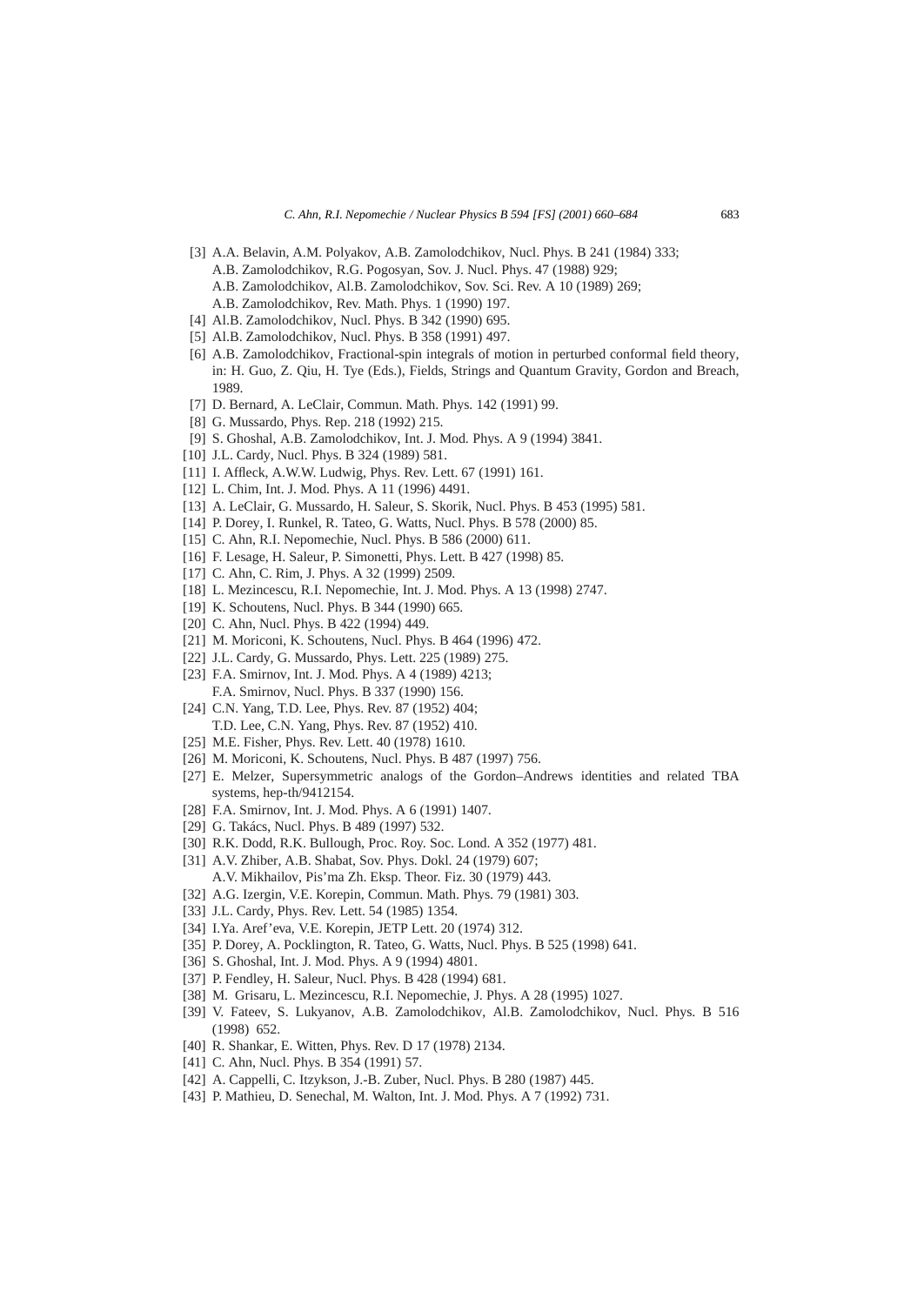[3] A.A. Belavin, A.M. Polyakov, A.B. Zamolodchikov, Nucl. Phys. B 241 (1984) 333;
A.B. Zamolodchikov, R.G. Pogosyan, Sov. J. Nucl. Phys. 47 (1988) 929;
A.B. Zamolodchikov, Al.B. Zamolodchikov, Sov. Sci. Rev. A 10 (1989) 269;
A.B. Zamolodchikov, Rev. Math. Phys. 1 (1990) 197.

[4] Al.B. Zamolodchikov, Nucl. Phys. B 342 (1990) 695.

[5] Al.B. Zamolodchikov, Nucl. Phys. B 358 (1991) 497.

[6] A.B. Zamolodchikov, Fractional-spin integrals of motion in perturbed conformal field theory, in: H. Guo, Z. Qiu, H. Tye (Eds.), Fields, Strings and Quantum Gravity, Gordon and Breach, 1989.

[7] D. Bernard, A. LeClair, Commun. Math. Phys. 142 (1991) 99.

[8] G. Mussardo, Phys. Rep. 218 (1992) 215.

[9] S. Ghoshal, A.B. Zamolodchikov, Int. J. Mod. Phys. A 9 (1994) 3841.

[10] J.L. Cardy, Nucl. Phys. B 324 (1989) 581.

[11] I. Affleck, A.W.W. Ludwig, Phys. Rev. Lett. 67 (1991) 161.

[12] L. Chim, Int. J. Mod. Phys. A 11 (1996) 4491.

[13] A. LeClair, G. Mussardo, H. Saleur, S. Skorik, Nucl. Phys. B 453 (1995) 581.

[14] P. Dorey, I. Runkel, R. Tateo, G. Watts, Nucl. Phys. B 578 (2000) 85.

[15] C. Ahn, R.I. Nepomechie, Nucl. Phys. B 586 (2000) 611.

[16] F. Lesage, H. Saleur, P. Simonetti, Phys. Lett. B 427 (1998) 85.

[17] C. Ahn, C. Rim, J. Phys. A 32 (1999) 2509.

[18] L. Mezincescu, R.I. Nepomechie, Int. J. Mod. Phys. A 13 (1998) 2747.

[19] K. Schoutens, Nucl. Phys. B 344 (1990) 665.

[20] C. Ahn, Nucl. Phys. B 422 (1994) 449.

[21] M. Moriconi, K. Schoutens, Nucl. Phys. B 464 (1996) 472.

[22] J.L. Cardy, G. Mussardo, Phys. Lett. 225 (1989) 275.

[23] F.A. Smirnov, Int. J. Mod. Phys. A 4 (1989) 4213;
F.A. Smirnov, Nucl. Phys. B 337 (1990) 156.

[24] C.N. Yang, T.D. Lee, Phys. Rev. 87 (1952) 404;
T.D. Lee, C.N. Yang, Phys. Rev. 87 (1952) 410.

[25] M.E. Fisher, Phys. Rev. Lett. 40 (1978) 1610.

[26] M. Moriconi, K. Schoutens, Nucl. Phys. B 487 (1997) 756.

[27] E. Melzer, Supersymmetric analogs of the Gordon–Andrews identities and related TBA systems, hep-th/9412154.

[28] F.A. Smirnov, Int. J. Mod. Phys. A 6 (1991) 1407.

[29] G. Takács, Nucl. Phys. B 489 (1997) 532.

[30] R.K. Dodd, R.K. Bullough, Proc. Roy. Soc. Lond. A 352 (1977) 481.

[31] A.V. Zhiber, A.B. Shabat, Sov. Phys. Dokl. 24 (1979) 607;
A.V. Mikhailov, Pis'ma Zh. Eksp. Theor. Fiz. 30 (1979) 443.

[32] A.G. Izergin, V.E. Korepin, Commun. Math. Phys. 79 (1981) 303.

[33] J.L. Cardy, Phys. Rev. Lett. 54 (1985) 1354.

[34] I.Ya. Aref'eva, V.E. Korepin, JETP Lett. 20 (1974) 312.

[35] P. Dorey, A. Pocklington, R. Tateo, G. Watts, Nucl. Phys. B 525 (1998) 641.

[36] S. Ghoshal, Int. J. Mod. Phys. A 9 (1994) 4801.

[37] P. Fendley, H. Saleur, Nucl. Phys. B 428 (1994) 681.

[38] M. Grisaru, L. Mezincescu, R.I. Nepomechie, J. Phys. A 28 (1995) 1027.

[39] V. Fateev, S. Lukyanov, A.B. Zamolodchikov, Al.B. Zamolodchikov, Nucl. Phys. B 516 (1998) 652.

[40] R. Shankar, E. Witten, Phys. Rev. D 17 (1978) 2134.

[41] C. Ahn, Nucl. Phys. B 354 (1991) 57.

[42] A. Cappelli, C. Itzykson, J.-B. Zuber, Nucl. Phys. B 280 (1987) 445.

[43] P. Mathieu, D. Senechal, M. Walton, Int. J. Mod. Phys. A 7 (1992) 731.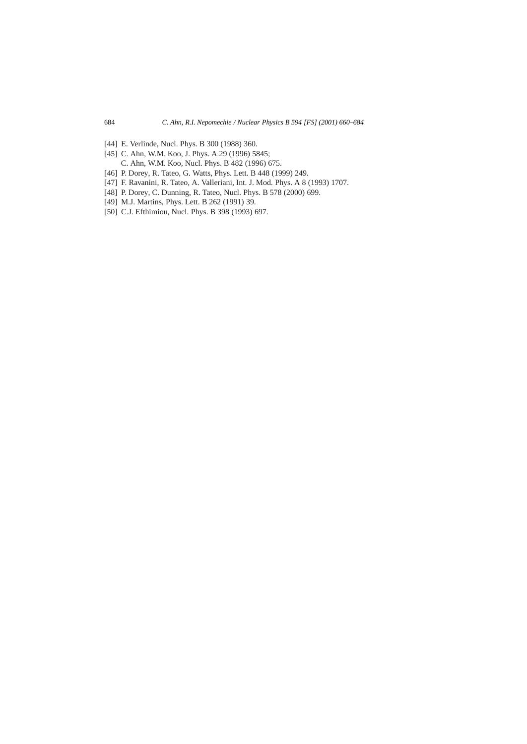[44] E. Verlinde, Nucl. Phys. B 300 (1988) 360.

[45] C. Ahn, W.M. Koo, J. Phys. A 29 (1996) 5845;
C. Ahn, W.M. Koo, Nucl. Phys. B 482 (1996) 675.

[46] P. Dorey, R. Tateo, G. Watts, Phys. Lett. B 448 (1999) 249.

[47] F. Ravanini, R. Tateo, A. Valleriani, Int. J. Mod. Phys. A 8 (1993) 1707.

[48] P. Dorey, C. Dunning, R. Tateo, Nucl. Phys. B 578 (2000) 699.

[49] M.J. Martins, Phys. Lett. B 262 (1991) 39.

[50] C.J. Efthimiou, Nucl. Phys. B 398 (1993) 697.